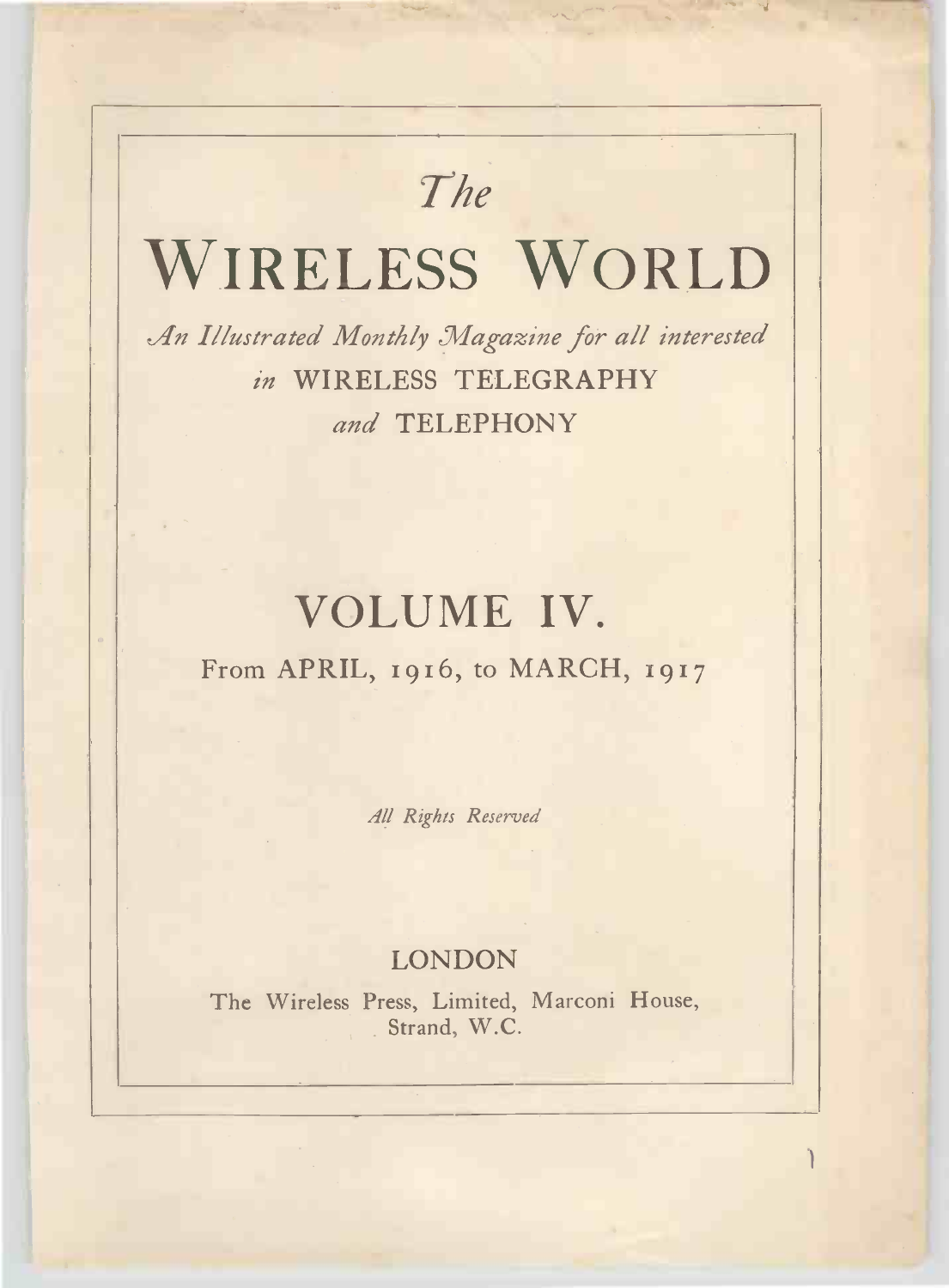*The*

# WIRELESS WORLD

*An Illustrated Monthly Magazine for all interested in* WIRELESS TELEGRAPHY *and* TELEPHONY

## VOLUME IV.

From APRIL, 1916, to MARCH, 1917

*All Rights Reserved*

LONDON

The Wireless Press, Limited, Marconi House, Strand, W.C.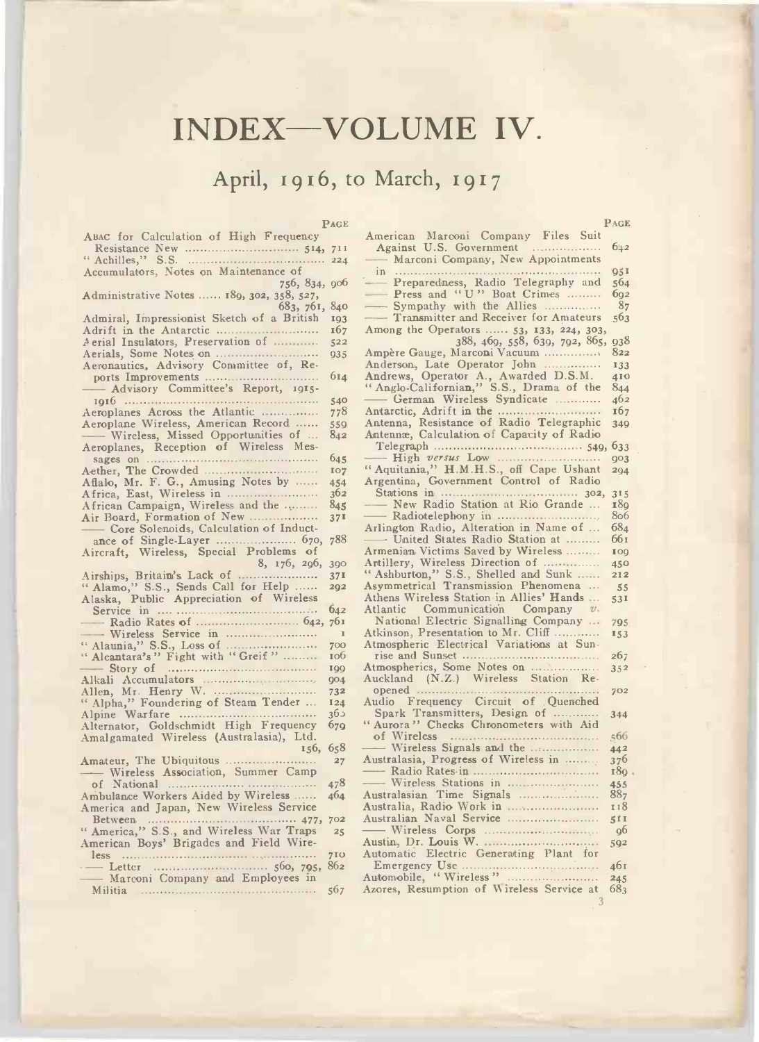# INDEX—VOLUME IV.

## April, 1916, to March, 1917

PAGE

ABAC for Calculation of High Frequency Resistance New ..... 514, 711
"Achilles," S.S. ..... 224
Accumulators, Notes on Maintenance of ..... 756, 834, 906
Administrative Notes ...... 189, 302, 358, 527, 683, 761, 840
Admiral, Impressionist Sketch of a British 193
Adrift in the Antarctic ..... 167
Aerial Insulators, Preservation of ..... 522
Aerials, Some Notes on ..... 935
Aeronautics, Advisory Committee of, Reports Improvements ..... 614
—— Advisory Committee's Report, 1915-1916 ..... 540
Aeroplanes Across the Atlantic ..... 778
Aeroplane Wireless, American Record ...... 559
—— Wireless, Missed Opportunities of ... 842
Aeroplanes, Reception of Wireless Messages on ..... 645
Aether, The Crowded ..... 107
Aflalo, Mr. F. G., Amusing Notes by ...... 454
Africa, East, Wireless in ..... 362
African Campaign, Wireless and the ..... 845
Air Board, Formation of New ..... 371
—— Core Solenoids, Calculation of Inductance of Single-Layer ..... 670, 788
Aircraft, Wireless, Special Problems of ..... 8, 176, 296, 390
Airships, Britain's Lack of ..... 371
"Alamo," S.S., Sends Call for Help ...... 292
Alaska, Public Appreciation of Wireless Service in ..... 642
—— Radio Rates of ..... 642, 761
—— Wireless Service in ..... 1
"Alaunia," S.S., Loss of ..... 700
"Alcantara's" Fight with "Greif" ..... 106
—— Story of ..... 199
Alkali Accumulators ..... 904
Allen, Mr. Henry W. ..... 732
"Alpha," Foundering of Steam Tender ... 124
Alpine Warfare ..... 360
Alternator, Goldschmidt High Frequency 679
Amalgamated Wireless (Australasia), Ltd. ..... 156, 658
Amateur, The Ubiquitous ..... 27
—— Wireless Association, Summer Camp of National ..... 478
Ambulance Workers Aided by Wireless ...... 464
America and Japan, New Wireless Service Between ..... 477, 702
"America," S.S., and Wireless War Traps 25
American Boys' Brigades and Field Wireless ..... 710
—— Letter ..... 560, 795, 862
—— Marconi Company and Employees in Militia ..... 567
American Marconi Company Files Suit Against U.S. Government ..... 642
—— Marconi Company, New Appointments in ..... 951
—— Preparedness, Radio Telegraphy and 564
—— Press and "U" Boat Crimes ..... 692
—— Sympathy with the Allies ..... 87
—— Transmitter and Receiver for Amateurs 563
Among the Operators ...... 53, 133, 224, 303, 388, 469, 558, 639, 792, 865, 938
Ampère Gauge, Marconi Vacuum ..... 822
Anderson, Late Operator John ..... 133
Andrews, Operator A., Awarded D.S.M. 410
"Anglo-Californian," S.S., Drama of the 844
—— German Wireless Syndicate ..... 462
Antarctic, Adrift in the ..... 167
Antenna, Resistance of Radio Telegraphic 349
Antennæ, Calculation of Capacity of Radio Telegraph ..... 549, 633
—— High *versus* Low ..... 903
"Aquitania," H.M.H.S., off Cape Ushant 294
Argentina, Government Control of Radio Stations in ..... 302, 315
—— New Radio Station at Rio Grande ... 189
—— Radiotelephony in ..... 806
Arlington Radio, Alteration in Name of ... 684
—— United States Radio Station at ..... 661
Armenian Victims Saved by Wireless ..... 109
Artillery, Wireless Direction of ..... 450
"Ashburton," S.S., Shelled and Sunk ...... 212
Asymmetrical Transmission Phenomena ... 55
Athens Wireless Station in Allies' Hands ... 531
Atlantic Communication Company *v.* National Electric Signalling Company ... 795
Atkinson, Presentation to Mr. Cliff ..... 153
Atmospheric Electrical Variations at Sunrise and Sunset ..... 267
Atmospherics, Some Notes on ..... 352
Auckland (N.Z.) Wireless Station Reopened ..... 702
Audio Frequency Circuit of Quenched Spark Transmitters, Design of ..... 344
"Aurora" Checks Chronometers with Aid of Wireless ..... 566
—— Wireless Signals and the ..... 442
Australasia, Progress of Wireless in ..... 376
—— Radio Rates in ..... 189
—— Wireless Stations in ..... 455
Australasian Time Signals ..... 887
Australia, Radio Work in ..... 118
Australian Naval Service ..... 511
—— Wireless Corps ..... 96
Austin, Dr. Louis W. ..... 592
Automatic Electric Generating Plant for Emergency Use ..... 461
Automobile, "Wireless" ..... 245
Azores, Resumption of Wireless Service at 683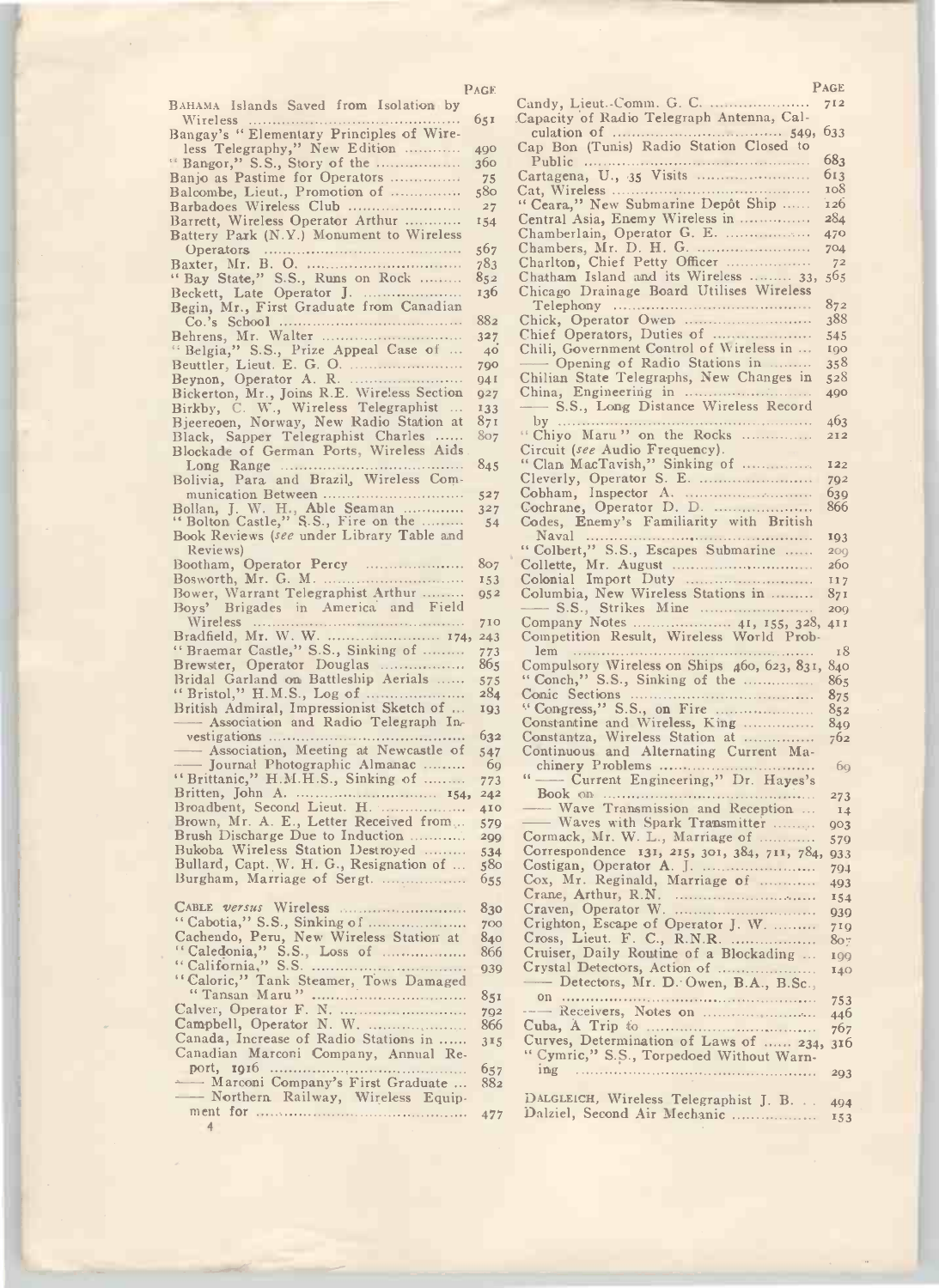| | PAGE |
|---|---|
| BAHAMA Islands Saved from Isolation by Wireless | 651 |
| Bangay's "Elementary Principles of Wireless Telegraphy," New Edition | 490 |
| "Bangor," S.S., Story of the | 360 |
| Banjo as Pastime for Operators | 75 |
| Balcombe, Lieut., Promotion of | 580 |
| Barbadoes Wireless Club | 27 |
| Barrett, Wireless Operator Arthur | 154 |
| Battery Park (N.Y.) Monument to Wireless Operators | 567 |
| Baxter, Mr. B. O. | 783 |
| "Bay State," S.S., Runs on Rock | 852 |
| Beckett, Late Operator J. | 136 |
| Begin, Mr., First Graduate from Canadian Co.'s School | 882 |
| Behrens, Mr. Walter | 327 |
| "Belgia," S.S., Prize Appeal Case of | 40 |
| Beuttler, Lieut. E. G. O. | 790 |
| Beynon, Operator A. R. | 941 |
| Bickerton, Mr., Joins R.E. Wireless Section | 927 |
| Birkby, C. W., Wireless Telegraphist | 133 |
| Bjeereoen, Norway, New Radio Station at | 871 |
| Black, Sapper Telegraphist Charles | 807 |
| Blockade of German Ports, Wireless Aids Long Range | 845 |
| Bolivia, Para and Brazil, Wireless Communication Between | 527 |
| Bollan, J. W. H., Able Seaman | 327 |
| "Bolton Castle," S.S., Fire on the | 54 |
| Book Reviews (*see* under Library Table and Reviews) | |
| Bootham, Operator Percy | 807 |
| Bosworth, Mr. G. M. | 153 |
| Bower, Warrant Telegraphist Arthur | 952 |
| Boys' Brigades in America and Field Wireless | 710 |
| Bradfield, Mr. W. W. | 174, 243 |
| "Braemar Castle," S.S., Sinking of | 773 |
| Brewster, Operator Douglas | 865 |
| Bridal Garland on Battleship Aerials | 575 |
| "Bristol," H.M.S., Log of | 284 |
| British Admiral, Impressionist Sketch of | 193 |
| —— Association and Radio Telegraph Investigations | 632 |
| —— Association, Meeting at Newcastle of | 547 |
| —— Journal Photographic Almanac | 69 |
| "Brittanic," H.M.H.S., Sinking of | 773 |
| Britten, John A. | 154, 242 |
| Broadbent, Second Lieut. H. | 410 |
| Brown, Mr. A. E., Letter Received from | 579 |
| Brush Discharge Due to Induction | 299 |
| Bukoba Wireless Station Destroyed | 534 |
| Bullard, Capt. W. H. G., Resignation of | 580 |
| Burgham, Marriage of Sergt. | 655 |
| | |
| CABLE *versus* Wireless | 830 |
| "Cabotia," S.S., Sinking of | 700 |
| Cachendo, Peru, New Wireless Station at | 840 |
| "Caledonia," S.S., Loss of | 866 |
| "California," S.S. | 939 |
| "Caloric," Tank Steamer, Tows Damaged "Tansan Maru" | 851 |
| Calver, Operator F. N. | 792 |
| Campbell, Operator N. W. | 866 |
| Canada, Increase of Radio Stations in | 315 |
| Canadian Marconi Company, Annual Report, 1916 | 657 |
| —— Marconi Company's First Graduate | 882 |
| —— Northern Railway, Wireless Equipment for | 477 |
| Candy, Lieut.-Comm. G. C. | 712 |
| Capacity of Radio Telegraph Antenna, Calculation of | 549, 633 |
| Cap Bon (Tunis) Radio Station Closed to Public | 683 |
| Cartagena, U., 35 Visits | 613 |
| Cat, Wireless | 108 |
| "Ceara," New Submarine Depôt Ship | 126 |
| Central Asia, Enemy Wireless in | 284 |
| Chamberlain, Operator G. E. | 470 |
| Chambers, Mr. D. H. G. | 704 |
| Charlton, Chief Petty Officer | 72 |
| Chatham Island and its Wireless | 33, 565 |
| Chicago Drainage Board Utilises Wireless Telephony | 872 |
| Chick, Operator Owen | 388 |
| Chief Operators, Duties of | 545 |
| Chili, Government Control of Wireless in | 190 |
| —— Opening of Radio Stations in | 358 |
| Chilian State Telegraphs, New Changes in | 528 |
| China, Engineering in | 490 |
| —— S.S., Long Distance Wireless Record by | 463 |
| "Chiyo Maru" on the Rocks | 212 |
| Circuit (*see* Audio Frequency). | |
| "Clan MacTavish," Sinking of | 122 |
| Cleverly, Operator S. E. | 792 |
| Cobham, Inspector A. | 639 |
| Cochrane, Operator D. D. | 866 |
| Codes, Enemy's Familiarity with British Naval | 193 |
| "Colbert," S.S., Escapes Submarine | 209 |
| Collette, Mr. August | 260 |
| Colonial Import Duty | 117 |
| Columbia, New Wireless Stations in | 871 |
| —— S.S., Strikes Mine | 209 |
| Company Notes | 41, 155, 328, 411 |
| Competition Result, Wireless World Problem | 18 |
| Compulsory Wireless on Ships | 460, 623, 831, 840 |
| "Conch," S.S., Sinking of the | 865 |
| Conic Sections | 875 |
| "Congress," S.S., on Fire | 852 |
| Constantine and Wireless, King | 849 |
| Constantza, Wireless Station at | 762 |
| Continuous and Alternating Current Machinery Problems | 69 |
| "—— Current Engineering," Dr. Hayes's Book on | 273 |
| —— Wave Transmission and Reception | 14 |
| —— Waves with Spark Transmitter | 903 |
| Cormack, Mr. W. L., Marriage of | 579 |
| Correspondence | 131, 215, 301, 384, 711, 784, 933 |
| Costigan, Operator A. J. | 794 |
| Cox, Mr. Reginald, Marriage of | 493 |
| Crane, Arthur, R.N. | 154 |
| Craven, Operator W. | 939 |
| Crighton, Escape of Operator J. W. | 719 |
| Cross, Lieut. F. C., R.N.R. | 807 |
| Cruiser, Daily Routine of a Blockading | 199 |
| Crystal Detectors, Action of | 140 |
| —— Detectors, Mr. D. Owen, B.A., B.Sc., on | 753 |
| —— Receivers, Notes on | 446 |
| Cuba, A Trip to | 767 |
| Curves, Determination of Laws of | 234, 316 |
| "Cymric," S.S., Torpedoed Without Warning | 293 |
| | |
| DALGLEICH, Wireless Telegraphist J. B. | 494 |
| Dalziel, Second Air Mechanic | 153 |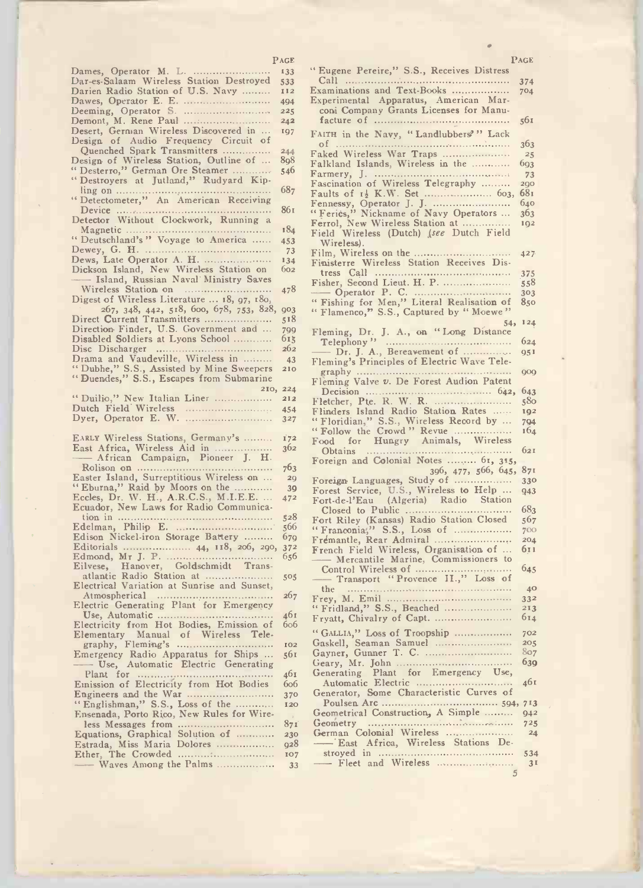PAGE

Dames, Operator M. L. .......... 133
Dar-es-Salaam Wireless Station Destroyed 533
Darien Radio Station of U.S. Navy .......... 112
Dawes, Operator E. E. .......... 494
Deeming, Operator S. .......... 225
Demont, M. Rene Paul .......... 242
Desert, German Wireless Discovered in ... 197
Design of Audio Frequency Circuit of Quenched Spark Transmitters .......... 244
Design of Wireless Station, Outline of ... 898
"Desterro," German Ore Steamer .......... 546
"Destroyers at Jutland," Rudyard Kipling on .......... 687
"Detectometer," An American Receiving Device .......... 861
Detector Without Clockwork, Running a Magnetic .......... 184
"Deutschland's" Voyage to America .......... 453
Dewey, G. H. .......... 73
Dews, Late Operator A. H. .......... 134
Dickson Island, New Wireless Station on 602
—— Island, Russian Naval Ministry Saves Wireless Station on .......... 478
Digest of Wireless Literature ... 18, 97, 180, 267, 348, 442, 518, 600, 678, 753, 828, 903
Direct Current Transmitters .......... 518
Direction Finder, U.S. Government and ... 799
Disabled Soldiers at Lyons School .......... 615
Disc Discharger .......... 262
Drama and Vaudeville, Wireless in .......... 43
"Dubhe," S.S., Assisted by Mine Sweepers 210
"Duendes," S.S., Escapes from Submarine 210, 224
"Duilio," New Italian Liner .......... 212
Dutch Field Wireless .......... 454
Dyer, Operator E. W. .......... 327

EARLY Wireless Stations, Germany's .......... 172
East Africa, Wireless Aid in .......... 362
—— African Campaign, Pioneer J. H. Rolison on .......... 763
Easter Island, Surreptitious Wireless on ... 29
"Eburna," Raid by Moors on the .......... 39
Eccles, Dr. W. H., A.R.C.S., M.I.E.E. ... 472
Ecuador, New Laws for Radio Communication in .......... 528
Edelman, Philip E. .......... 566
Edison Nickel-iron Storage Battery .......... 679
Editorials .......... 44, 118, 206, 290, 372
Edmond, Mr J. P. .......... 656
Eilvese, Hanover, Goldschmidt Transatlantic Radio Station at .......... 505
Electrical Variation at Sunrise and Sunset, Atmospherical .......... 267
Electric Generating Plant for Emergency Use, Automatic .......... 461
Electricity from Hot Bodies, Emission of 606
Elementary Manual of Wireless Telegraphy, Fleming's .......... 102
Emergency Radio Apparatus for Ships ... 561
—— Use, Automatic Electric Generating Plant for .......... 461
Emission of Electricity from Hot Bodies 606
Engineers and the War .......... 370
"Englishman," S.S., Loss of the .......... 120
Ensenada, Porto Rico, New Rules for Wireless Messages from .......... 871
Equations, Graphical Solution of .......... 230
Estrada, Miss Maria Dolores .......... 928
Ether, The Crowded .......... 107
—— Waves Among the Palms .......... 33

"Eugene Pereire," S.S., Receives Distress Call .......... 374
Examinations and Text-Books .......... 704
Experimental Apparatus, American Marconi Company Grants Licenses for Manufacture of .......... 561

FAITH in the Navy, "Landlubbers'" Lack of .......... 363
Faked Wireless War Traps .......... 25
Falkland Islands, Wireless in the .......... 693
Farmery, J. .......... 73
Fascination of Wireless Telegraphy .......... 290
Faults of 1½ K.W. Set .......... 603, 681
Fennessy, Operator J. J. .......... 640
"Feriès," Nickname of Navy Operators ... 363
Ferrol, New Wireless Station at .......... 192
Field Wireless (Dutch) (*see* Dutch Field Wireless).
Film, Wireless on the .......... 427
Finisterre Wireless Station Receives Distress Call .......... 375
Fisher, Second Lieut. H. P. .......... 558
—— Operator P. C. .......... 303
"Fishing for Men," Literal Realisation of 850
"Flamenco," S.S., Captured by "Moewe" 54, 124
Fleming, Dr. J. A., on "Long Distance Telephony" .......... 624
—— Dr. J. A., Bereavement of .......... 951
Fleming's Principles of Electric Wave Telegraphy .......... 909
Fleming Valve *v.* De Forest Audion Patent Decision .......... 642, 643
Fletcher, Pte. R. W. R. .......... 580
Flinders Island Radio Station Rates .......... 192
"Floridian," S.S., Wireless Record by ... 794
"Follow the Crowd" Revue .......... 164
Food for Hungry Animals, Wireless Obtains .......... 621
Foreign and Colonial Notes .......... 61, 315, 396, 477, 566, 645, 871
Foreign Languages, Study of .......... 330
Forest Service, U.S., Wireless to Help ... 943
Fort-de-l'Eau (Algeria) Radio Station Closed to Public .......... 683
Fort Riley (Kansas) Radio Station Closed 567
"Franconia," S.S., Loss of .......... 700
Frémantle, Rear Admiral .......... 204
French Field Wireless, Organisation of ... 611
—— Mercantile Marine, Commissioners to Control Wireless of .......... 645
—— Transport "Provence II.," Loss of the .......... 40
Frey, M. Emil .......... 332
"Fridland," S.S., Beached .......... 213
Fryatt, Chivalry of Capt. .......... 614

"GALLIA," Loss of Troopship .......... 702
Gaskell, Seaman Samuel .......... 205
Gayner, Gunner T. C. .......... 807
Geary, Mr. John .......... 639
Generating Plant for Emergency Use, Automatic Electric .......... 461
Generator, Some Characteristic Curves of Poulsen Arc .......... 594, 713
Geometrical Construction, A Simple .......... 942
Geometry .......... 725
German Colonial Wireless .......... 24
—— East Africa, Wireless Stations Destroyed in .......... 534
—— Fleet and Wireless .......... 31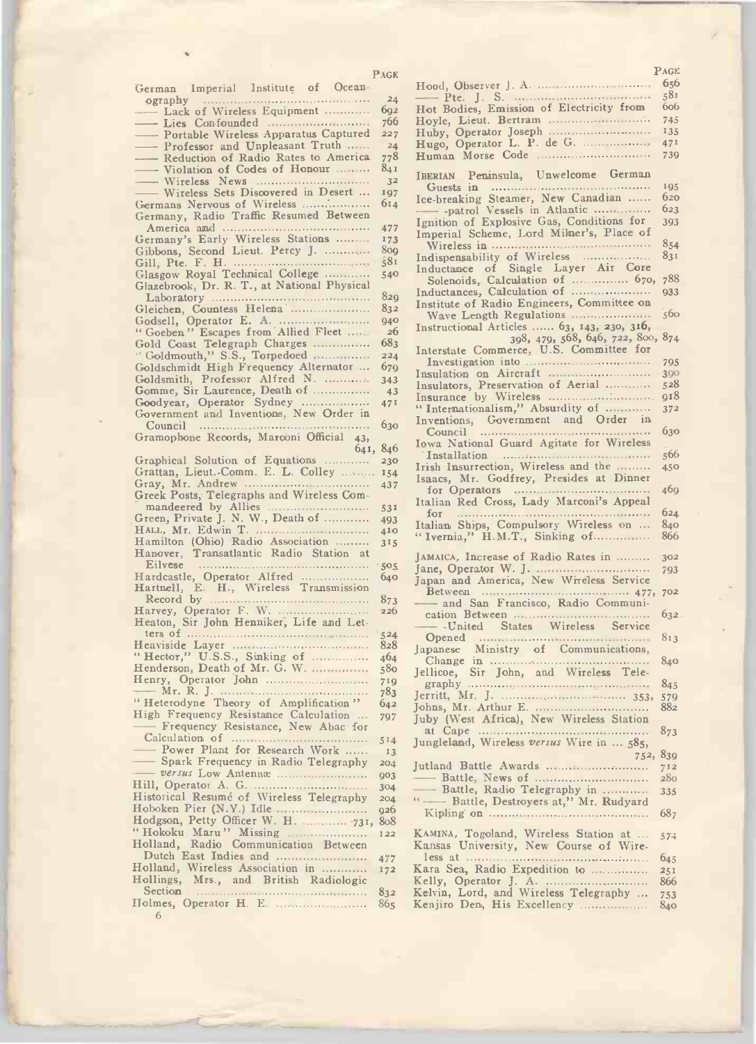| | Page |
|---|---|
| German Imperial Institute of Oceanography | 24 |
| —— Lack of Wireless Equipment | 692 |
| —— Lies Confounded | 766 |
| —— Portable Wireless Apparatus Captured | 227 |
| —— Professor and Unpleasant Truth | 24 |
| —— Reduction of Radio Rates to America | 778 |
| —— Violation of Codes of Honour | 841 |
| —— Wireless News | 32 |
| —— Wireless Sets Discovered in Desert | 197 |
| Germans Nervous of Wireless | 614 |
| Germany, Radio Traffic Resumed Between America and | 477 |
| Germany's Early Wireless Stations | 173 |
| Gibbons, Second Lieut. Percy J. | 809 |
| Gill, Pte. F. H. | 581 |
| Glasgow Royal Technical College | 540 |
| Glazebrook, Dr. R. T., at National Physical Laboratory | 829 |
| Gleichen, Countess Helena | 832 |
| Godsell, Operator E. A. | 940 |
| "Goeben" Escapes from Allied Fleet | 26 |
| Gold Coast Telegraph Charges | 683 |
| "Goldmouth," S.S., Torpedoed | 224 |
| Goldschmidt High Frequency Alternator | 679 |
| Goldsmith, Professor Alfred N. | 343 |
| Gomme, Sir Laurence, Death of | 43 |
| Goodyear, Operator Sydney | 471 |
| Government and Inventions, New Order in Council | 630 |
| Gramophone Records, Marconi Official | 43, 641, 846 |
| Graphical Solution of Equations | 230 |
| Grattan, Lieut.-Comm. E. L. Colley | 154 |
| Gray, Mr. Andrew | 437 |
| Greek Posts, Telegraphs and Wireless Commandeered by Allies | 531 |
| Green, Private J. N. W., Death of | 493 |
| HALL, Mr. Edwin T. | 410 |
| Hamilton (Ohio) Radio Association | 315 |
| Hanover, Transatlantic Radio Station at Eilvese | 505 |
| Hardcastle, Operator Alfred | 640 |
| Hartnell, E. H., Wireless Transmission Record by | 873 |
| Harvey, Operator F. W. | 226 |
| Heaton, Sir John Henniker, Life and Letters of | 524 |
| Heaviside Layer | 828 |
| "Hector," U.S.S., Sinking of | 464 |
| Henderson, Death of Mr. G. W. | 580 |
| Henry, Operator John | 719 |
| —— Mr. R. J. | 783 |
| "Heterodyne Theory of Amplification" | 642 |
| High Frequency Resistance Calculation | 797 |
| —— Frequency Resistance, New Abac for Calculation of | 514 |
| —— Power Plant for Research Work | 13 |
| —— Spark Frequency in Radio Telegraphy | 204 |
| —— *versus* Low Antennæ | 903 |
| Hill, Operator A. G. | 304 |
| Historical Resumé of Wireless Telegraphy | 204 |
| Hoboken Pier (N.Y.) Idle | 926 |
| Hodgson, Petty Officer W. H. | 731, 808 |
| "Hokoku Maru" Missing | 122 |
| Holland, Radio Communication Between Dutch East Indies and | 477 |
| Holland, Wireless Association in | 172 |
| Hollings, Mrs., and British Radiologic Section | 832 |
| Holmes, Operator H. E. | 865 |
| Hood, Observer J. A. | 656 |
| —— Pte. J. S. | 581 |
| Hot Bodies, Emission of Electricity from | 606 |
| Hoyle, Lieut. Bertram | 745 |
| Huby, Operator Joseph | 135 |
| Hugo, Operator L. P. de G. | 471 |
| Human Morse Code | 739 |
| IBERIAN Peninsula, Unwelcome German Guests in | 195 |
| Ice-breaking Steamer, New Canadian | 620 |
| —— -patrol Vessels in Atlantic | 623 |
| Ignition of Explosive Gas, Conditions for | 393 |
| Imperial Scheme, Lord Milner's, Place of Wireless in | 854 |
| Indispensability of Wireless | 831 |
| Inductance of Single Layer Air Core Solenoids, Calculation of | 670, 788 |
| Inductances, Calculation of | 933 |
| Institute of Radio Engineers, Committee on Wave Length Regulations | 560 |
| Instructional Articles | 63, 143, 230, 316, 398, 479, 568, 646, 722, 800, 874 |
| Interstate Commerce, U.S. Committee for Investigation into | 795 |
| Insulation on Aircraft | 390 |
| Insulators, Preservation of Aerial | 528 |
| Insurance by Wireless | 918 |
| "Internationalism," Absurdity of | 372 |
| Inventions, Government and Order in Council | 630 |
| Iowa National Guard Agitate for Wireless Installation | 566 |
| Irish Insurrection, Wireless and the | 450 |
| Isaacs, Mr. Godfrey, Presides at Dinner for Operators | 469 |
| Italian Red Cross, Lady Marconi's Appeal for | 624 |
| Italian Ships, Compulsory Wireless on | 840 |
| "Ivernia," H.M.T., Sinking of | 866 |
| JAMAICA, Increase of Radio Rates in | 302 |
| Jane, Operator W. J. | 793 |
| Japan and America, New Wireless Service Between | 477, 702 |
| —— and San Francisco, Radio Communication Between | 632 |
| —— -United States Wireless Service Opened | 813 |
| Japanese Ministry of Communications, Change in | 840 |
| Jellicoe, Sir John, and Wireless Telegraphy | 845 |
| Jerritt, Mr. J. | 353, 579 |
| Johns, Mr. Arthur E. | 882 |
| Juby (West Africa), New Wireless Station at Cape | 873 |
| Jungleland, Wireless *versus* Wire in | 585, 752, 839 |
| Jutland Battle Awards | 712 |
| —— Battle, News of | 280 |
| —— Battle, Radio Telegraphy in | 335 |
| "—— Battle, Destroyers at," Mr. Rudyard Kipling on | 687 |
| KAMINA, Togoland, Wireless Station at | 574 |
| Kansas University, New Course of Wireless at | 645 |
| Kara Sea, Radio Expedition to | 251 |
| Kelly, Operator J. A. | 866 |
| Kelvin, Lord, and Wireless Telegraphy | 753 |
| Kenjiro Den, His Excellency | 840 |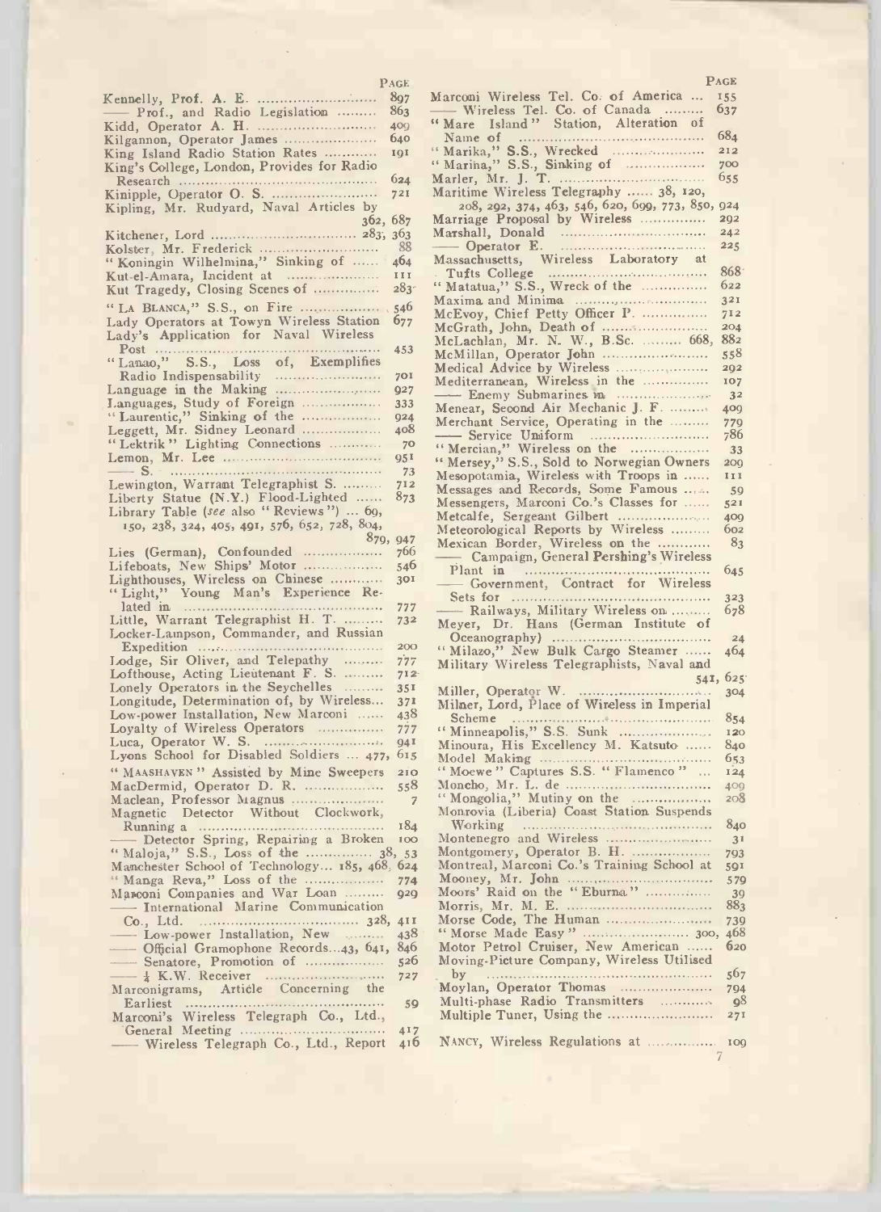| | PAGE |
|---|---|
| Kennelly, Prof. A. E. | 897 |
| —— Prof., and Radio Legislation | 863 |
| Kidd, Operator A. H. | 409 |
| Kilgannon, Operator James | 640 |
| King Island Radio Station Rates | 191 |
| King's College, London, Provides for Radio Research | 624 |
| Kinipple, Operator O. S. | 721 |
| Kipling, Mr. Rudyard, Naval Articles by | 362, 687 |
| Kitchener, Lord | 283, 363 |
| Kolster, Mr. Frederick | 88 |
| "Koningin Wilhelmina," Sinking of | 464 |
| Kut-el-Amara, Incident at | 111 |
| Kut Tragedy, Closing Scenes of | 283 |
| "La Blanca," S.S., on Fire | 546 |
| Lady Operators at Towyn Wireless Station | 677 |
| Lady's Application for Naval Wireless Post | 453 |
| "Lanao," S.S., Loss of, Exemplifies Radio Indispensability | 701 |
| Language in the Making | 927 |
| Languages, Study of Foreign | 333 |
| "Laurentic," Sinking of the | 924 |
| Leggett, Mr. Sidney Leonard | 408 |
| "Lektrik" Lighting Connections | 70 |
| Lemon, Mr. Lee | 951 |
| —— S. | 73 |
| Lewington, Warrant Telegraphist S. | 712 |
| Liberty Statue (N.Y.) Flood-Lighted | 873 |
| Library Table (*see* also "Reviews") ... 69, 150, 238, 324, 405, 491, 576, 652, 728, 804, 879, | 947 |
| Lies (German), Confounded | 766 |
| Lifeboats, New Ships' Motor | 546 |
| Lighthouses, Wireless on Chinese | 301 |
| "Light," Young Man's Experience Related in | 777 |
| Little, Warrant Telegraphist H. T. | 732 |
| Locker-Lampson, Commander, and Russian Expedition | 200 |
| Lodge, Sir Oliver, and Telepathy | 777 |
| Lofthouse, Acting Lieutenant F. S. | 712 |
| Lonely Operators in the Seychelles | 351 |
| Longitude, Determination of, by Wireless | 371 |
| Low-power Installation, New Marconi | 438 |
| Loyalty of Wireless Operators | 777 |
| Luca, Operator W. S. | 941 |
| Lyons School for Disabled Soldiers ... 477, | 615 |
| "Maashaven" Assisted by Mine Sweepers | 210 |
| MacDermid, Operator D. R. | 558 |
| Maclean, Professor Magnus | 7 |
| Magnetic Detector Without Clockwork, Running a | 184 |
| —— Detector Spring, Repairing a Broken | 100 |
| "Maloja," S.S., Loss of the ... 38, | 53 |
| Manchester School of Technology ... 185, 468, | 624 |
| "Manga Reva," Loss of the | 774 |
| Marconi Companies and War Loan | 929 |
| —— International Marine Communication Co., Ltd. ... 328, | 411 |
| —— Low-power Installation, New | 438 |
| —— Official Gramophone Records ... 43, 641, | 846 |
| —— Senatore, Promotion of | 526 |
| —— ½ K.W. Receiver | 727 |
| Marconigrams, Article Concerning the Earliest | 59 |
| Marconi's Wireless Telegraph Co., Ltd., General Meeting | 417 |
| —— Wireless Telegraph Co., Ltd., Report | 416 |
| Marconi Wireless Tel. Co. of America | 155 |
| —— Wireless Tel. Co. of Canada | 637 |
| "Mare Island" Station, Alteration of Name of | 684 |
| "Marika," S.S., Wrecked | 212 |
| "Marina," S.S., Sinking of | 700 |
| Marler, Mr. J. T. | 655 |
| Maritime Wireless Telegraphy ... 38, 120, 208, 292, 374, 463, 546, 620, 699, 773, 850, | 924 |
| Marriage Proposal by Wireless | 292 |
| Marshall, Donald | 242 |
| —— Operator E. | 225 |
| Massachusetts, Wireless Laboratory at Tufts College | 868 |
| "Matatua," S.S., Wreck of the | 622 |
| Maxima and Minima | 321 |
| McEvoy, Chief Petty Officer P. | 712 |
| McGrath, John, Death of | 204 |
| McLachlan, Mr. N. W., B.Sc. ... 668, | 882 |
| McMillan, Operator John | 558 |
| Medical Advice by Wireless | 292 |
| Mediterranean, Wireless in the | 107 |
| —— Enemy Submarines in | 32 |
| Menear, Second Air Mechanic J. F. | 409 |
| Merchant Service, Operating in the | 779 |
| —— Service Uniform | 786 |
| "Mercian," Wireless on the | 33 |
| "Mersey," S.S., Sold to Norwegian Owners | 209 |
| Mesopotamia, Wireless with Troops in | 111 |
| Messages and Records, Some Famous | 59 |
| Messengers, Marconi Co.'s Classes for | 521 |
| Metcalfe, Sergeant Gilbert | 409 |
| Meteorological Reports by Wireless | 602 |
| Mexican Border, Wireless on the | 83 |
| —— Campaign, General Pershing's Wireless Plant in | 645 |
| —— Government, Contract for Wireless Sets for | 323 |
| —— Railways, Military Wireless on | 678 |
| Meyer, Dr. Hans (German Institute of Oceanography) | 24 |
| "Milazo," New Bulk Cargo Steamer | 464 |
| Military Wireless Telegraphists, Naval and ... 541, | 625 |
| Miller, Operator W. | 304 |
| Milner, Lord, Place of Wireless in Imperial Scheme | 854 |
| "Minneapolis," S.S. Sunk | 120 |
| Minoura, His Excellency M. Katsuto | 840 |
| Model Making | 653 |
| "Moewe" Captures S.S. "Flamenco" | 124 |
| Moncho, Mr. L. de | 409 |
| "Mongolia," Mutiny on the | 208 |
| Monrovia (Liberia) Coast Station Suspends Working | 840 |
| Montenegro and Wireless | 31 |
| Montgomery, Operator B. H. | 793 |
| Montreal, Marconi Co.'s Training School at | 591 |
| Mooney, Mr. John | 579 |
| Moors' Raid on the "Eburna" | 39 |
| Morris, Mr. M. E. | 883 |
| Morse Code, The Human | 739 |
| "Morse Made Easy" ... 300, | 468 |
| Motor Petrol Cruiser, New American | 620 |
| Moving-Picture Company, Wireless Utilised by | 567 |
| Moylan, Operator Thomas | 794 |
| Multi-phase Radio Transmitters | 98 |
| Multiple Tuner, Using the | 271 |
| Nancy, Wireless Regulations at | 109 |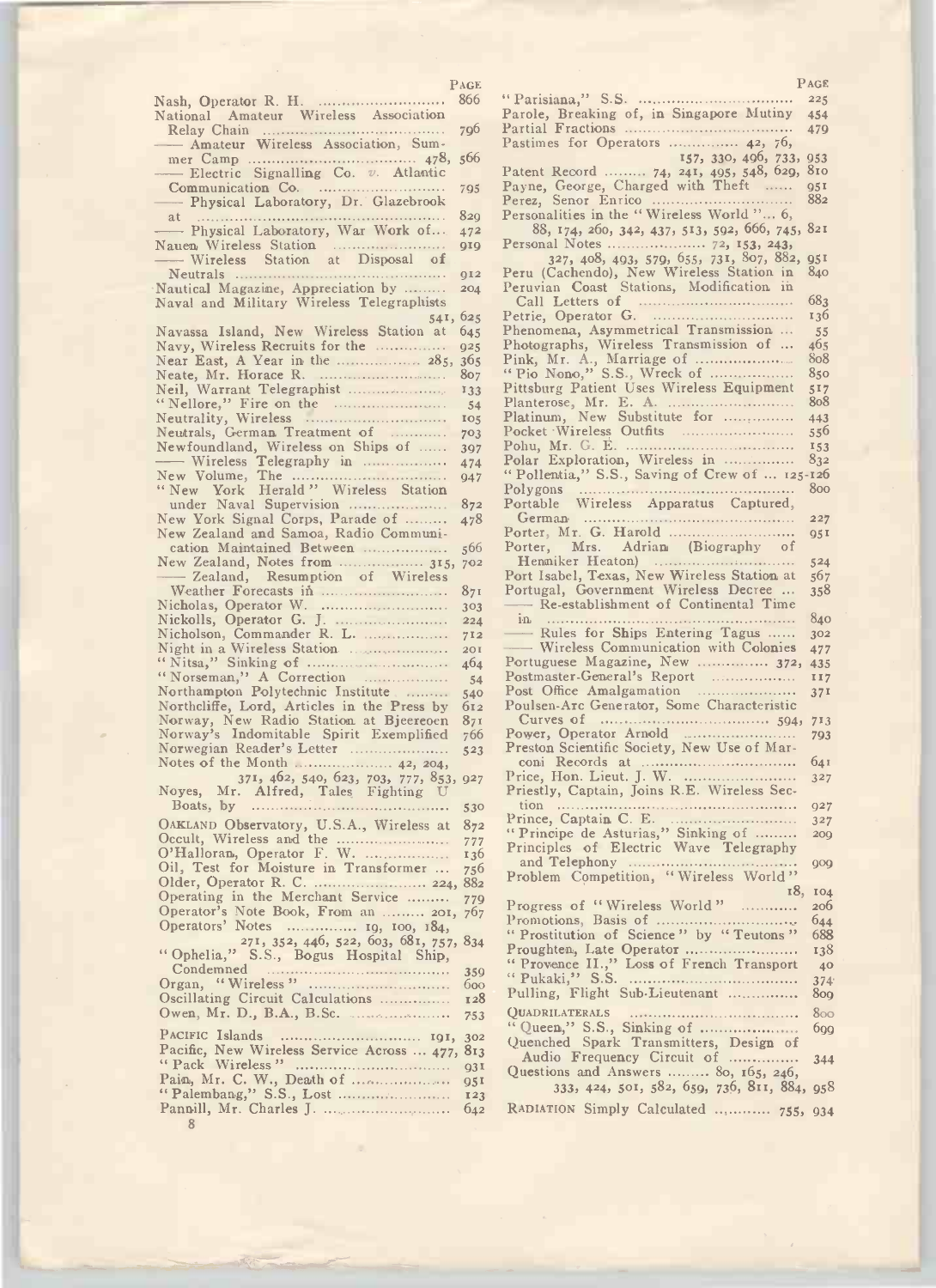| | PAGE |
|---|---|
| Nash, Operator R. H. | 866 |
| National Amateur Wireless Association Relay Chain | 796 |
| —— Amateur Wireless Association, Summer Camp | 478, 566 |
| —— Electric Signalling Co. v. Atlantic Communication Co. | 795 |
| —— Physical Laboratory, Dr. Glazebrook at | 829 |
| —— Physical Laboratory, War Work of... | 472 |
| Nauen Wireless Station | 919 |
| —— Wireless Station at Disposal of Neutrals | 912 |
| Nautical Magazine, Appreciation by | 204 |
| Naval and Military Wireless Telegraphists | 541, 625 |
| Navassa Island, New Wireless Station at | 645 |
| Navy, Wireless Recruits for the | 925 |
| Near East, A Year in the | 285, 365 |
| Neate, Mr. Horace R. | 807 |
| Neil, Warrant Telegraphist | 133 |
| "Nellore," Fire on the | 54 |
| Neutrality, Wireless | 105 |
| Neutrals, German Treatment of | 703 |
| Newfoundland, Wireless on Ships of | 397 |
| —— Wireless Telegraphy in | 474 |
| New Volume, The | 947 |
| "New York Herald" Wireless Station under Naval Supervision | 872 |
| New York Signal Corps, Parade of | 478 |
| New Zealand and Samoa, Radio Communication Maintained Between | 566 |
| New Zealand, Notes from | 315, 702 |
| —— Zealand, Resumption of Wireless Weather Forecasts in | 871 |
| Nicholas, Operator W. | 303 |
| Nickolls, Operator G. J. | 224 |
| Nicholson, Commander R. L. | 712 |
| Night in a Wireless Station | 201 |
| "Nitsa," Sinking of | 464 |
| "Norseman," A Correction | 54 |
| Northampton Polytechnic Institute | 540 |
| Northcliffe, Lord, Articles in the Press by | 612 |
| Norway, New Radio Station at Bjeereoen | 871 |
| Norway's Indomitable Spirit Exemplified | 766 |
| Norwegian Reader's Letter | 523 |
| Notes of the Month | 42, 204, 371, 462, 540, 623, 703, 777, 853, 927 |
| Noyes, Mr. Alfred, Tales Fighting U Boats, by | 530 |
| OAKLAND Observatory, U.S.A., Wireless at | 872 |
| Occult, Wireless and the | 777 |
| O'Halloran, Operator F. W. | 136 |
| Oil, Test for Moisture in Transformer | 756 |
| Older, Operator R. C. | 224, 882 |
| Operating in the Merchant Service | 779 |
| Operator's Note Book, From an | 201, 767 |
| Operators' Notes | 19, 100, 184, 271, 352, 446, 522, 603, 681, 757, 834 |
| "Ophelia," S.S., Bogus Hospital Ship, Condemned | 359 |
| Organ, "Wireless" | 600 |
| Oscillating Circuit Calculations | 128 |
| Owen, Mr. D., B.A., B.Sc. | 753 |
| PACIFIC Islands | 191, 302 |
| Pacific, New Wireless Service Across | 477, 813 |
| "Pack Wireless" | 931 |
| Pain, Mr. C. W., Death of | 951 |
| "Palembang," S.S., Lost | 123 |
| Pannill, Mr. Charles J. | 642 |
| "Parisiana," S.S. | 225 |
| Parole, Breaking of, in Singapore Mutiny | 454 |
| Partial Fractions | 479 |
| Pastimes for Operators | 42, 76, 157, 330, 496, 733, 953 |
| Patent Record | 74, 241, 495, 548, 629, 810 |
| Payne, George, Charged with Theft | 951 |
| Perez, Senor Enrico | 882 |
| Personalities in the "Wireless World" | 6, 88, 174, 260, 342, 437, 513, 592, 666, 745, 821 |
| Personal Notes | 72, 153, 243, 327, 408, 493, 579, 655, 731, 807, 882, 951 |
| Peru (Cachendo), New Wireless Station in | 840 |
| Peruvian Coast Stations, Modification in Call Letters of | 683 |
| Petrie, Operator G. | 136 |
| Phenomena, Asymmetrical Transmission | 55 |
| Photographs, Wireless Transmission of | 465 |
| Pink, Mr. A., Marriage of | 808 |
| "Pio Nono," S.S., Wreck of | 850 |
| Pittsburg Patient Uses Wireless Equipment | 517 |
| Planterose, Mr. E. A. | 808 |
| Platinum, New Substitute for | 443 |
| Pocket Wireless Outfits | 556 |
| Pohu, Mr. G. E. | 153 |
| Polar Exploration, Wireless in | 832 |
| "Pollentia," S.S., Saving of Crew of | 125-126 |
| Polygons | 800 |
| Portable Wireless Apparatus Captured, German | 227 |
| Porter, Mr. G. Harold | 951 |
| Porter, Mrs. Adrian (Biography of Henniker Heaton) | 524 |
| Port Isabel, Texas, New Wireless Station at | 567 |
| Portugal, Government Wireless Decree | 358 |
| —— Re-establishment of Continental Time in | 840 |
| —— Rules for Ships Entering Tagus | 302 |
| —— Wireless Communication with Colonies | 477 |
| Portuguese Magazine, New | 372, 435 |
| Postmaster-General's Report | 117 |
| Post Office Amalgamation | 371 |
| Poulsen-Arc Generator, Some Characteristic Curves of | 594, 713 |
| Power, Operator Arnold | 793 |
| Preston Scientific Society, New Use of Marconi Records at | 641 |
| Price, Hon. Lieut. J. W. | 327 |
| Priestly, Captain, Joins R.E. Wireless Section | 927 |
| Prince, Captain C. E. | 327 |
| "Principe de Asturias," Sinking of | 209 |
| Principles of Electric Wave Telegraphy and Telephony | 909 |
| Problem Competition, "Wireless World" | 18, 104 |
| Progress of "Wireless World" | 206 |
| Promotions, Basis of | 644 |
| "Prostitution of Science" by "Teutons" | 688 |
| Proughten, Late Operator | 138 |
| "Provence II.," Loss of French Transport | 40 |
| "Pukaki," S.S. | 374 |
| Pulling, Flight Sub-Lieutenant | 809 |
| QUADRILATERALS | 800 |
| "Queen," S.S., Sinking of | 699 |
| Quenched Spark Transmitters, Design of Audio Frequency Circuit of | 344 |
| Questions and Answers | 80, 165, 246, 333, 424, 501, 582, 659, 736, 811, 884, 958 |
| RADIATION Simply Calculated | 755, 934 |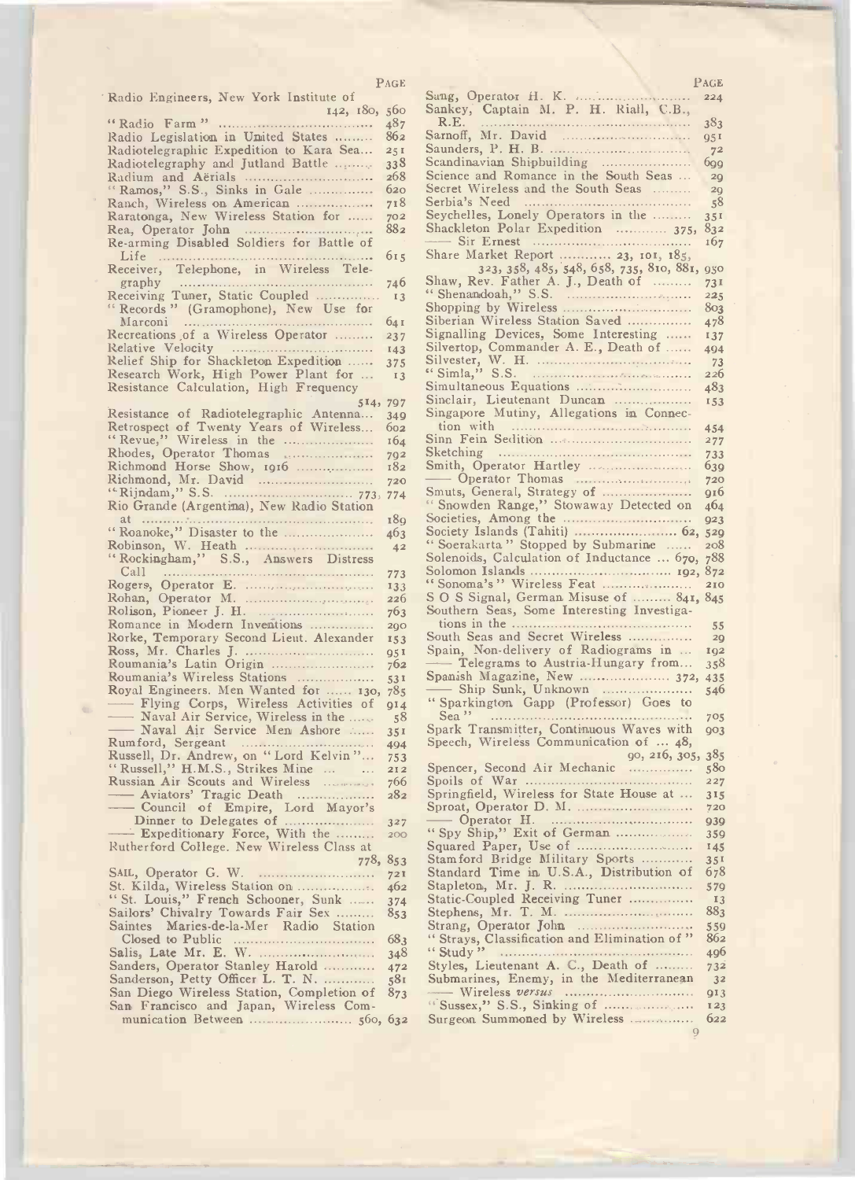| | Page |
|---|---|
| Radio Engineers, New York Institute of | 142, 180, 560 |
| "Radio Farm" | 487 |
| Radio Legislation in United States | 862 |
| Radiotelegraphic Expedition to Kara Sea | 251 |
| Radiotelegraphy and Jutland Battle | 338 |
| Radium and Aërials | 268 |
| "Ramos," S.S., Sinks in Gale | 620 |
| Ranch, Wireless on American | 718 |
| Raratonga, New Wireless Station for | 702 |
| Rea, Operator John | 882 |
| Re-arming Disabled Soldiers for Battle of Life | 615 |
| Receiver, Telephone, in Wireless Telegraphy | 746 |
| Receiving Tuner, Static Coupled | 13 |
| "Records" (Gramophone), New Use for Marconi | 641 |
| Recreations of a Wireless Operator | 237 |
| Relative Velocity | 143 |
| Relief Ship for Shackleton Expedition | 375 |
| Research Work, High Power Plant for | 13 |
| Resistance Calculation, High Frequency | 514, 797 |
| Resistance of Radiotelegraphic Antenna | 349 |
| Retrospect of Twenty Years of Wireless | 602 |
| "Revue," Wireless in the | 164 |
| Rhodes, Operator Thomas | 792 |
| Richmond Horse Show, 1916 | 182 |
| Richmond, Mr. David | 720 |
| "Rijndam," S.S. | 773, 774 |
| Rio Grande (Argentina), New Radio Station at | 189 |
| "Roanoke," Disaster to the | 463 |
| Robinson, W. Heath | 42 |
| "Rockingham," S.S., Answers Distress Call | 773 |
| Rogers, Operator E. | 133 |
| Rohan, Operator M. | 226 |
| Rolison, Pioneer J. H. | 763 |
| Romance in Modern Inventions | 290 |
| Rorke, Temporary Second Lieut. Alexander | 153 |
| Ross, Mr. Charles J. | 951 |
| Roumania's Latin Origin | 762 |
| Roumania's Wireless Stations | 531 |
| Royal Engineers. Men Wanted for | 130, 785 |
| —— Flying Corps, Wireless Activities of | 914 |
| —— Naval Air Service, Wireless in the | 58 |
| —— Naval Air Service Men Ashore | 351 |
| Rumford, Sergeant | 494 |
| Russell, Dr. Andrew, on "Lord Kelvin" | 753 |
| "Russell," H.M.S., Strikes Mine | 212 |
| Russian Air Scouts and Wireless | 766 |
| —— Aviators' Tragic Death | 282 |
| —— Council of Empire, Lord Mayor's Dinner to Delegates of | 327 |
| —— Expeditionary Force, With the | 200 |
| Rutherford College. New Wireless Class at | 778, 853 |
| Sail, Operator G. W. | 721 |
| St. Kilda, Wireless Station on | 462 |
| "St. Louis," French Schooner, Sunk | 374 |
| Sailors' Chivalry Towards Fair Sex | 853 |
| Saintes Maries-de-la-Mer Radio Station Closed to Public | 683 |
| Salis, Late Mr. E. W. | 348 |
| Sanders, Operator Stanley Harold | 472 |
| Sanderson, Petty Officer L. T. N. | 581 |
| San Diego Wireless Station, Completion of | 873 |
| San Francisco and Japan, Wireless Communication Between | 560, 632 |
| Sang, Operator H. K. | 224 |
| Sankey, Captain M. P. H. Riall, C.B., R.E. | 383 |
| Sarnoff, Mr. David | 951 |
| Saunders, P. H. B. | 72 |
| Scandinavian Shipbuilding | 699 |
| Science and Romance in the South Seas | 29 |
| Secret Wireless and the South Seas | 29 |
| Serbia's Need | 58 |
| Seychelles, Lonely Operators in the | 351 |
| Shackleton Polar Expedition | 375, 832 |
| —— Sir Ernest | 167 |
| Share Market Report | 23, 101, 185, 323, 358, 485, 548, 658, 735, 810, 881, 950 |
| Shaw, Rev. Father A. J., Death of | 731 |
| "Shenandoah," S.S. | 225 |
| Shopping by Wireless | 803 |
| Siberian Wireless Station Saved | 478 |
| Signalling Devices, Some Interesting | 137 |
| Silvertop, Commander A. E., Death of | 494 |
| Silvester, W. H. | 73 |
| "Simla," S.S. | 226 |
| Simultaneous Equations | 483 |
| Sinclair, Lieutenant Duncan | 153 |
| Singapore Mutiny, Allegations in Connection with | 454 |
| Sinn Fein Sedition | 277 |
| Sketching | 733 |
| Smith, Operator Hartley | 639 |
| —— Operator Thomas | 720 |
| Smuts, General, Strategy of | 916 |
| "Snowden Range," Stowaway Detected on | 464 |
| Societies, Among the | 923 |
| Society Islands (Tahiti) | 62, 529 |
| "Soerakarta" Stopped by Submarine | 208 |
| Solenoids, Calculation of Inductance | 670, 788 |
| Solomon Islands | 192, 872 |
| "Sonoma's" Wireless Feat | 210 |
| S O S Signal, German Misuse of | 841, 845 |
| Southern Seas, Some Interesting Investigations in the | 55 |
| South Seas and Secret Wireless | 29 |
| Spain, Non-delivery of Radiograms in | 192 |
| —— Telegrams to Austria-Hungary from | 358 |
| Spanish Magazine, New | 372, 435 |
| —— Ship Sunk, Unknown | 546 |
| "Sparkington Gapp (Professor) Goes to Sea" | 705 |
| Spark Transmitter, Continuous Waves with | 903 |
| Speech, Wireless Communication of | 48, 90, 216, 305, 385 |
| Spencer, Second Air Mechanic | 580 |
| Spoils of War | 227 |
| Springfield, Wireless for State House at | 315 |
| Sproat, Operator D. M. | 720 |
| —— Operator H. | 939 |
| "Spy Ship," Exit of German | 359 |
| Squared Paper, Use of | 145 |
| Stamford Bridge Military Sports | 351 |
| Standard Time in U.S.A., Distribution of | 678 |
| Stapleton, Mr. J. R. | 579 |
| Static-Coupled Receiving Tuner | 13 |
| Stephens, Mr. T. M. | 883 |
| Strang, Operator John | 559 |
| "Strays, Classification and Elimination of" | 862 |
| "Study" | 496 |
| Styles, Lieutenant A. C., Death of | 732 |
| Submarines, Enemy, in the Mediterranean | 32 |
| —— Wireless *versus* | 913 |
| "Sussex," S.S., Sinking of | 123 |
| Surgeon Summoned by Wireless | 622 |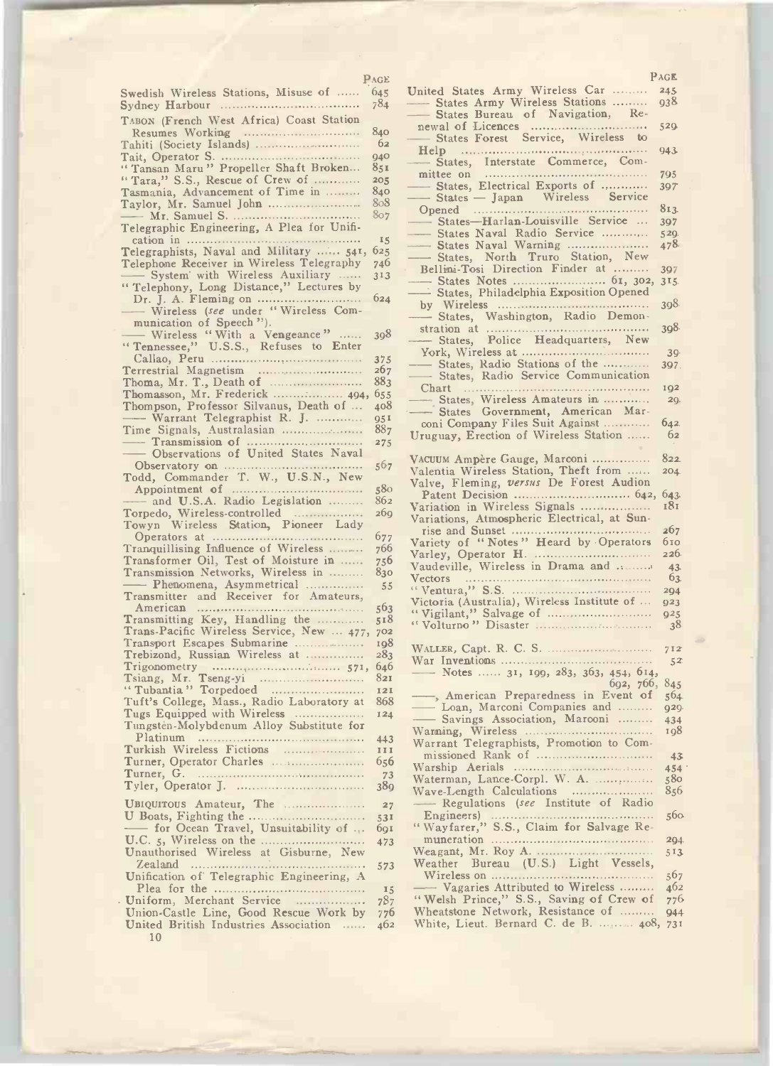| | Page |
|---|---|
| Swedish Wireless Stations, Misuse of | 645 |
| Sydney Harbour | 784 |
| TABON (French West Africa) Coast Station Resumes Working | 840 |
| Tahiti (Society Islands) | 62 |
| Tait, Operator S. | 940 |
| "Tansan Maru" Propeller Shaft Broken | 851 |
| "Tara," S.S., Rescue of Crew of | 205 |
| Tasmania, Advancement of Time in | 840 |
| Taylor, Mr. Samuel John | 808 |
| —— Mr. Samuel S. | 807 |
| Telegraphic Engineering, A Plea for Unification in | 15 |
| Telegraphists, Naval and Military | 541, 625 |
| Telephone Receiver in Wireless Telegraphy | 746 |
| —— System with Wireless Auxiliary | 313 |
| "Telephony, Long Distance," Lectures by Dr. J. A. Fleming on | 624 |
| —— Wireless (*see* under "Wireless Communication of Speech"). | |
| —— Wireless "With a Vengeance" | 398 |
| "Tennessee," U.S.S., Refuses to Enter Callao, Peru | 375 |
| Terrestrial Magnetism | 267 |
| Thoma, Mr. T., Death of | 883 |
| Thomasson, Mr. Frederick | 494, 655 |
| Thompson, Professor Silvanus, Death of | 408 |
| —— Warrant Telegraphist R. J. | 951 |
| Time Signals, Australasian | 887 |
| —— Transmission of | 275 |
| —— Observations of United States Naval Observatory on | 567 |
| Todd, Commander T. W., U.S.N., New Appointment of | 580 |
| —— and U.S.A. Radio Legislation | 862 |
| Torpedo, Wireless-controlled | 269 |
| Towyn Wireless Station, Pioneer Lady Operators at | 677 |
| Tranquillising Influence of Wireless | 766 |
| Transformer Oil, Test of Moisture in | 756 |
| Transmission Networks, Wireless in | 830 |
| —— Phenomena, Asymmetrical | 55 |
| Transmitter and Receiver for Amateurs, American | 563 |
| Transmitting Key, Handling the | 518 |
| Trans-Pacific Wireless Service, New | 477, 702 |
| Transport Escapes Submarine | 198 |
| Trebizond, Russian Wireless at | 283 |
| Trigonometry | 571, 646 |
| Tsiang, Mr. Tseng-yi | 821 |
| "Tubantia" Torpedoed | 121 |
| Tuft's College, Mass., Radio Laboratory at | 868 |
| Tugs Equipped with Wireless | 124 |
| Tungsten-Molybdenum Alloy Substitute for Platinum | 443 |
| Turkish Wireless Fictions | 111 |
| Turner, Operator Charles | 656 |
| Turner, G. | 73 |
| Tyler, Operator J. | 389 |
| UBIQUITOUS Amateur, The | 27 |
| U Boats, Fighting the | 531 |
| —— for Ocean Travel, Unsuitability of | 691 |
| U.C. 5, Wireless on the | 473 |
| Unauthorised Wireless at Gisburne, New Zealand | 573 |
| Unification of Telegraphic Engineering, A Plea for the | 15 |
| Uniform, Merchant Service | 787 |
| Union-Castle Line, Good Rescue Work by | 776 |
| United British Industries Association | 462 |
| United States Army Wireless Car | 245 |
| —— States Army Wireless Stations | 938 |
| —— States Bureau of Navigation, Renewal of Licences | 529 |
| —— States Forest Service, Wireless to Help | 943 |
| —— States, Interstate Commerce, Committee on | 795 |
| —— States, Electrical Exports of | 397 |
| —— States — Japan Wireless Service Opened | 813 |
| —— States—Harlan-Louisville Service | 397 |
| —— States Naval Radio Service | 529 |
| —— States Naval Warning | 478 |
| —— States, North Truro Station, New Bellini-Tosi Direction Finder at | 397 |
| —— States Notes | 61, 302, 315 |
| —— States, Philadelphia Exposition Opened by Wireless | 398 |
| —— States, Washington, Radio Demonstration at | 398 |
| —— States, Police Headquarters, New York, Wireless at | 39 |
| —— States, Radio Stations of the | 397 |
| —— States, Radio Service Communication Chart | 192 |
| —— States, Wireless Amateurs in | 29 |
| —— States Government, American Marconi Company Files Suit Against | 642 |
| Uruguay, Erection of Wireless Station | 62 |
| VACUUM Ampère Gauge, Marconi | 822 |
| Valentia Wireless Station, Theft from | 204 |
| Valve, Fleming, *versus* De Forest Audion Patent Decision | 642, 643 |
| Variation in Wireless Signals | 181 |
| Variations, Atmospheric Electrical, at Sunrise and Sunset | 267 |
| Variety of "Notes" Heard by Operators | 610 |
| Varley, Operator H. | 226 |
| Vaudeville, Wireless in Drama and | 43 |
| Vectors | 63 |
| "Ventura," S.S. | 294 |
| Victoria (Australia), Wireless Institute of | 923 |
| "Vigilant," Salvage of | 925 |
| "Volturno" Disaster | 38 |
| WALLER, Capt. R. C. S. | 712 |
| War Inventions | 52 |
| —— Notes | 31, 199, 283, 363, 454, 614, 692, 766, 845 |
| ——, American Preparedness in Event of | 564 |
| —— Loan, Marconi Companies and | 929 |
| —— Savings Association, Marconi | 434 |
| Warning, Wireless | 198 |
| Warrant Telegraphists, Promotion to Commissioned Rank of | 43 |
| Warship Aerials | 454 |
| Waterman, Lance-Corpl. W. A. | 580 |
| Wave-Length Calculations | 856 |
| —— Regulations (*see* Institute of Radio Engineers) | 560 |
| "Wayfarer," S.S., Claim for Salvage Remuneration | 294 |
| Weagant, Mr. Roy A. | 513 |
| Weather Bureau (U.S.) Light Vessels, Wireless on | 567 |
| —— Vagaries Attributed to Wireless | 462 |
| "Welsh Prince," S.S., Saving of Crew of | 776 |
| Wheatstone Network, Resistance of | 944 |
| White, Lieut. Bernard C. de B. | 408, 731 |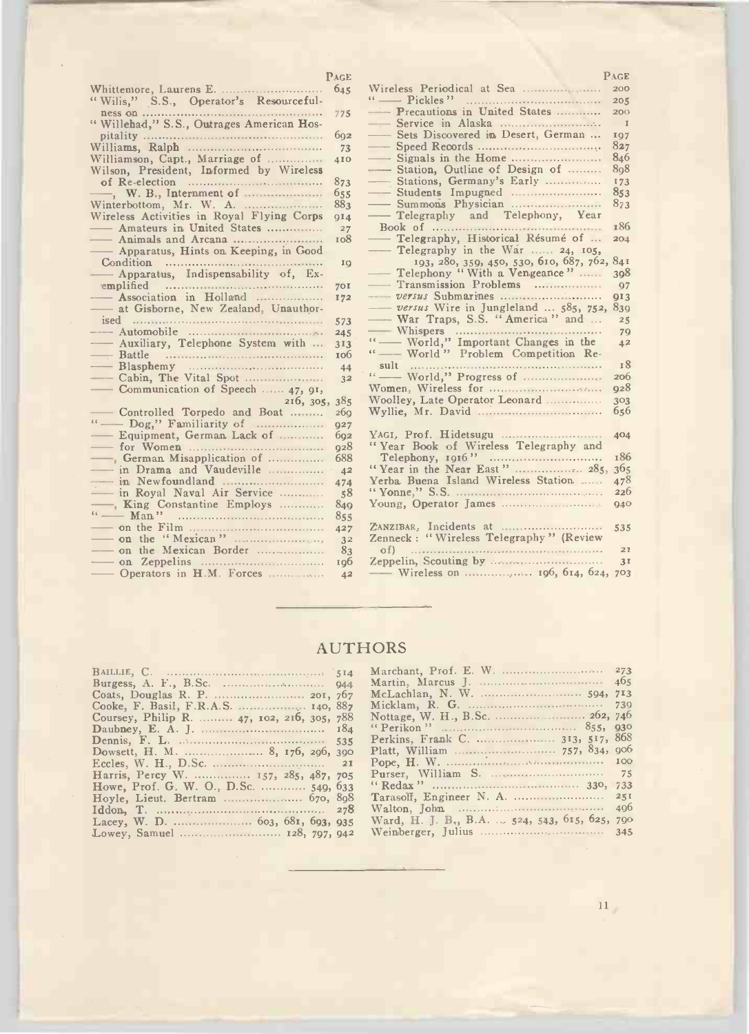| | PAGE |
|---|---|
| Whittemore, Laurens E. | 645 |
| "Wilis," S.S., Operator's Resourcefulness on | 775 |
| "Willehad," S.S., Outrages American Hospitality | 692 |
| Williams, Ralph | 73 |
| Williamson, Capt., Marriage of | 410 |
| Wilson, President, Informed by Wireless of Re-election | 873 |
| ——, W. B., Internment of | 655 |
| Winterbottom, Mr. W. A. | 883 |
| Wireless Activities in Royal Flying Corps | 914 |
| —— Amateurs in United States | 27 |
| —— Animals and Arcana | 108 |
| —— Apparatus, Hints on Keeping, in Good Condition | 19 |
| —— Apparatus, Indispensability of, Exemplified | 701 |
| —— Association in Holland | 172 |
| —— at Gisborne, New Zealand, Unauthorised | 573 |
| —— Automobile | 245 |
| —— Auxiliary, Telephone System with | 313 |
| —— Battle | 106 |
| —— Blasphemy | 44 |
| —— Cabin, The Vital Spot | 32 |
| —— Communication of Speech | 47, 91, 216, 305, 385 |
| —— Controlled Torpedo and Boat | 269 |
| "—— Dog," Familiarity of | 927 |
| —— Equipment, German Lack of | 692 |
| —— for Women | 928 |
| ——, German Misapplication of | 688 |
| —— in Drama and Vaudeville | 42 |
| —— in Newfoundland | 474 |
| —— in Royal Naval Air Service | 58 |
| ——, King Constantine Employs | 849 |
| "—— Man" | 855 |
| —— on the Film | 427 |
| —— on the "Mexican" | 32 |
| —— on the Mexican Border | 83 |
| —— on Zeppelins | 196 |
| —— Operators in H.M. Forces | 42 |
| Wireless Periodical at Sea | 200 |
| "—— Pickles" | 205 |
| —— Precautions in United States | 200 |
| —— Service in Alaska | 1 |
| —— Sets Discovered in Desert, German | 197 |
| —— Speed Records | 827 |
| —— Signals in the Home | 846 |
| —— Station, Outline of Design of | 898 |
| —— Stations, Germany's Early | 173 |
| —— Students Impugned | 853 |
| —— Summons Physician | 873 |
| —— Telegraphy and Telephony, Year Book of | 186 |
| —— Telegraphy, Historical Résumé of | 204 |
| —— Telegraphy in the War | 24, 105, 193, 280, 359, 450, 530, 610, 687, 762, 841 |
| —— Telephony "With a Vengeance" | 398 |
| —— Transmission Problems | 97 |
| —— *versus* Submarines | 913 |
| —— *versus* Wire in Jungleland | 585, 752, 839 |
| —— War Traps, S.S. "America" and | 25 |
| —— Whispers | 79 |
| "—— World," Important Changes in the | 42 |
| "—— World" Problem Competition Result | 18 |
| "—— World," Progress of | 206 |
| Women, Wireless for | 928 |
| Woolley, Late Operator Leonard | 303 |
| Wyllie, Mr. David | 656 |
| YAGI, Prof. Hidetsugu | 404 |
| "Year Book of Wireless Telegraphy and Telephony, 1916" | 186 |
| "Year in the Near East" | 285, 365 |
| Yerba Buena Island Wireless Station | 478 |
| "Yonne," S.S. | 226 |
| Young, Operator James | 940 |
| ZANZIBAR, Incidents at | 535 |
| Zenneck: "Wireless Telegraphy" (Review of) | 21 |
| Zeppelin, Scouting by | 31 |
| —— Wireless on | 196, 614, 624, 703 |

## AUTHORS

| | |
|---|---|
| BAILLIE, C. | 514 |
| Burgess, A. F., B.Sc. | 944 |
| Coats, Douglas R. P. | 201, 767 |
| Cooke, F. Basil, F.R.A.S. | 140, 887 |
| Coursey, Philip R. | 47, 102, 216, 305, 788 |
| Daubney, E. A. J. | 184 |
| Dennis, F. L. | 535 |
| Dowsett, H. M. | 8, 176, 296, 390 |
| Eccles, W. H., D.Sc. | 21 |
| Harris, Percy W. | 157, 285, 487, 705 |
| Howe, Prof. G. W. O., D.Sc. | 549, 633 |
| Hoyle, Lieut. Bertram | 670, 898 |
| Iddon, T. | 278 |
| Lacey, W. D. | 603, 681, 693, 935 |
| Lowey, Samuel | 128, 797, 942 |
| Marchant, Prof. E. W. | 273 |
| Martin, Marcus J. | 465 |
| McLachlan, N. W. | 594, 713 |
| Micklam, R. G. | 739 |
| Nottage, W. H., B.Sc. | 262, 746 |
| "Perikon" | 855, 930 |
| Perkins, Frank C. | 313, 517, 868 |
| Platt, William | 757, 834, 906 |
| Pope, H. W. | 100 |
| Purser, William S. | 75 |
| "Redax" | 330, 733 |
| Tarasoff, Engineer N. A. | 251 |
| Walton, John | 406 |
| Ward, H. J. B., B.A. | 524, 543, 615, 625, 790 |
| Weinberger, Julius | 345 |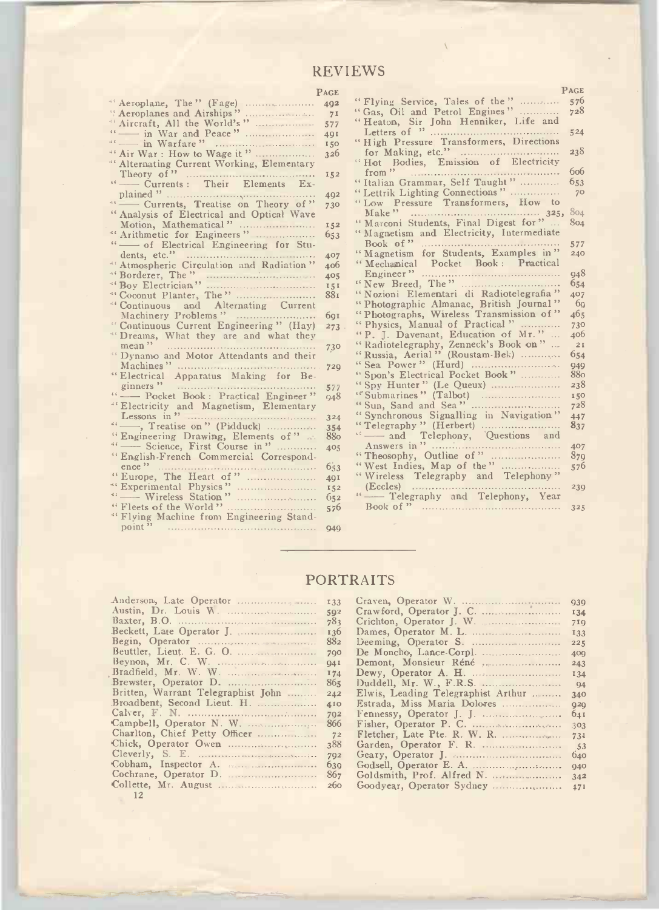## REVIEWS

| | Page |
|---|---|
| "Aeroplane, The" (Fage) | 492 |
| "Aeroplanes and Airships" | 71 |
| "Aircraft, All the World's" | 577 |
| "—— in War and Peace" | 491 |
| "—— in Warfare" | 150 |
| "Air War: How to Wage it" | 326 |
| "Alternating Current Working, Elementary Theory of" | 152 |
| "—— Currents: Their Elements Explained" | 492 |
| "—— Currents, Treatise on Theory of" | 730 |
| "Analysis of Electrical and Optical Wave Motion, Mathematical" | 152 |
| "Arithmetic for Engineers" | 653 |
| "—— of Electrical Engineering for Students, etc." | 407 |
| "Atmospheric Circulation and Radiation" | 406 |
| "Borderer, The" | 405 |
| "Boy Electrician" | 151 |
| "Coconut Planter, The" | 881 |
| "Continuous and Alternating Current Machinery Problems" | 691 |
| "Continuous Current Engineering" (Hay) | 273 |
| "Dreams, What they are and what they mean" | 730 |
| "Dynamo and Motor Attendants and their Machines" | 729 |
| "Electrical Apparatus Making for Beginners" | 577 |
| "—— Pocket Book: Practical Engineer" | 948 |
| "Electricity and Magnetism, Elementary Lessons in" | 324 |
| "——, Treatise on" (Pidduck) | 354 |
| "Engineering Drawing, Elements of" | 880 |
| "—— Science, First Course in" | 405 |
| "English-French Commercial Correspondence" | 653 |
| "Europe, The Heart of" | 491 |
| "Experimental Physics" | 152 |
| "—— Wireless Station" | 652 |
| "Fleets of the World" | 576 |
| "Flying Machine from Engineering Standpoint" | 949 |
| "Flying Service, Tales of the" | 576 |
| "Gas, Oil and Petrol Engines" | 728 |
| "Heaton, Sir John Henniker, Life and Letters of" | 524 |
| "High Pressure Transformers, Directions for Making, etc." | 238 |
| "Hot Bodies, Emission of Electricity from" | 606 |
| "Italian Grammar, Self Taught" | 653 |
| "Lettrik Lighting Connections" | 70 |
| "Low Pressure Transformers, How to Make" | 325, 804 |
| "Marconi Students, Final Digest for" | 804 |
| "Magnetism and Electricity, Intermediate Book of" | 577 |
| "Magnetism for Students, Examples in" | 240 |
| "Mechanical Pocket Book: Practical Engineer" | 948 |
| "New Breed, The" | 654 |
| "Nozioni Elementari di Radiotelegrafia" | 407 |
| "Photographic Almanac, British Journal" | 69 |
| "Photographs, Wireless Transmission of" | 465 |
| "Physics, Manual of Practical" | 730 |
| "P. J. Davenant, Education of Mr." | 406 |
| "Radiotelegraphy, Zenneck's Book on" | 21 |
| "Russia, Aerial" (Roustam-Bek) | 654 |
| "Sea Power" (Hurd) | 949 |
| "Spon's Electrical Pocket Book" | 880 |
| "Spy Hunter" (Le Queux) | 238 |
| "Submarines" (Talbot) | 150 |
| "Sun, Sand and Sea" | 728 |
| "Synchronous Signalling in Navigation" | 447 |
| "Telegraphy" (Herbert) | 837 |
| "—— and Telephony, Questions and Answers in" | 407 |
| "Theosophy, Outline of" | 879 |
| "West Indies, Map of the" | 576 |
| "Wireless Telegraphy and Telephony" (Eccles) | 239 |
| "—— Telegraphy and Telephony, Year Book of" | 325 |

## PORTRAITS

| | |
|---|---|
| Anderson, Late Operator | 133 |
| Austin, Dr. Louis W. | 592 |
| Baxter, B.O. | 783 |
| Beckett, Late Operator J. | 136 |
| Begin, Operator | 882 |
| Beuttler, Lieut. E. G. O. | 790 |
| Beynon, Mr. C. W. | 941 |
| Bradfield, Mr. W. W. | 174 |
| Brewster, Operator D. | 865 |
| Britten, Warrant Telegraphist John | 242 |
| Broadbent, Second Lieut. H. | 410 |
| Calver, F. N. | 792 |
| Campbell, Operator N. W. | 866 |
| Charlton, Chief Petty Officer | 72 |
| Chick, Operator Owen | 388 |
| Cleverly, S. E. | 792 |
| Cobham, Inspector A. | 639 |
| Cochrane, Operator D. | 867 |
| Collette, Mr. August | 260 |
| Craven, Operator W. | 939 |
| Crawford, Operator J. C. | 134 |
| Crichton, Operator J. W. | 719 |
| Dames, Operator M. L. | 133 |
| Deeming, Operator S. | 225 |
| De Moncho, Lance-Corpl. | 409 |
| Demont, Monsieur Réné | 243 |
| Dewy, Operator A. H. | 134 |
| Duddell, Mr. W., F.R.S. | 94 |
| Elwis, Leading Telegraphist Arthur | 340 |
| Estrada, Miss Maria Dolores | 929 |
| Fennessy, Operator J. J. | 641 |
| Fisher, Operator P. C. | 303 |
| Fletcher, Late Pte. R. W. R. | 731 |
| Garden, Operator F. R. | 53 |
| Geary, Operator J. | 640 |
| Godsell, Operator E. A. | 940 |
| Goldsmith, Prof. Alfred N. | 342 |
| Goodyear, Operator Sydney | 471 |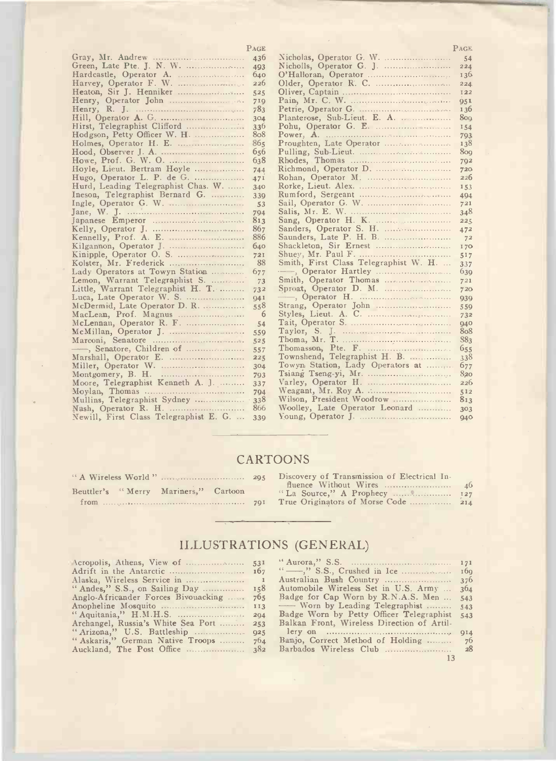| | Page |
|---|---|
| Gray, Mr. Andrew | 436 |
| Green, Late Pte. J. N. W. | 493 |
| Hardcastle, Operator A. | 640 |
| Harvey, Operator F. W. | 226 |
| Heaton, Sir J. Henniker | 525 |
| Henry, Operator John | 719 |
| Henry, R. J. | 783 |
| Hill, Operator A. G. | 304 |
| Hirst, Telegraphist Clifford | 336 |
| Hodgson, Petty Officer W. H. | 808 |
| Holmes, Operator H. E. | 865 |
| Hood, Observer J. A. | 656 |
| Howe, Prof. G. W. O. | 638 |
| Hoyle, Lieut. Bertram Hoyle | 744 |
| Hugo, Operator L. P. de G. | 471 |
| Hurd, Leading Telegraphist Chas. W. | 340 |
| Ineson, Telegraphist Bernard G. | 339 |
| Ingle, Operator G. W. | 53 |
| Jane, W. J. | 794 |
| Japanese Emperor | 813 |
| Kelly, Operator J. | 867 |
| Kennelly, Prof. A. E. | 886 |
| Kilgannon, Operator J. | 640 |
| Kinipple, Operator O. S. | 721 |
| Kolster, Mr. Frederick | 88 |
| Lady Operators at Towyn Station | 677 |
| Lemon, Warrant Telegraphist S. | 73 |
| Little, Warrant Telegraphist H. T. | 732 |
| Luca, Late Operator W. S. | 941 |
| McDermid, Late Operator D. R. | 558 |
| MacLean, Prof. Magnus | 6 |
| McLennan, Operator R. F. | 54 |
| McMillan, Operator J. | 559 |
| Marconi, Senatore | 525 |
| ——, Senatore, Children of | 557 |
| Marshall, Operator E. | 225 |
| Miller, Operator W. | 304 |
| Montgomery, B. H. | 793 |
| Moore, Telegraphist Kenneth A. J. | 337 |
| Moylan, Thomas | 794 |
| Mullins, Telegraphist Sydney | 338 |
| Nash, Operator R. H. | 866 |
| Newill, First Class Telegraphist E. G. | 339 |
| Nicholas, Operator G. W. | 54 |
| Nicholls, Operator G. J. | 224 |
| O'Halloran, Operator | 136 |
| Older, Operator R. C. | 224 |
| Oliver, Captain | 122 |
| Pain, Mr. C. W. | 951 |
| Petrie, Operator G. | 136 |
| Planterose, Sub-Lieut. E. A. | 809 |
| Pohu, Operator G. E. | 154 |
| Power, A. | 793 |
| Proughten, Late Operator | 138 |
| Pulling, Sub-Lieut. | 809 |
| Rhodes, Thomas | 792 |
| Richmond, Operator D. | 720 |
| Rohan, Operator M. | 226 |
| Rorke, Lieut. Alex. | 153 |
| Rumford, Sergeant | 494 |
| Sail, Operator G. W. | 721 |
| Salis, Mr. E. W. | 348 |
| Sang, Operator H. K. | 225 |
| Sanders, Operator S. H. | 472 |
| Saunders, Late P. H. B. | 72 |
| Shackleton, Sir Ernest | 170 |
| Shuey, Mr. Paul F. | 517 |
| Smith, First Class Telegraphist W. H. | 337 |
| ——, Operator Hartley | 639 |
| Smith, Operator Thomas | 721 |
| Sproat, Operator D. M. | 720 |
| ——, Operator H. | 939 |
| Strang, Operator John | 559 |
| Styles, Lieut. A. C. | 732 |
| Tait, Operator S. | 940 |
| Taylor, S. J. | 808 |
| Thoma, Mr. T. | 883 |
| Thomasson, Pte. F. | 655 |
| Townshend, Telegraphist H. B. | 338 |
| Towyn Station, Lady Operators at | 677 |
| Tsiang Tseng-yi, Mr. | 820 |
| Varley, Operator H. | 226 |
| Weagant, Mr. Roy A. | 512 |
| Wilson, President Woodrow | 813 |
| Woolley, Late Operator Leonard | 303 |
| Young, Operator J. | 940 |

## CARTOONS

| | |
|---|---|
| "A Wireless World" | 295 |
| Beuttler's "Merry Mariners," Cartoon from | 791 |
| Discovery of Transmission of Electrical Influence Without Wires | 46 |
| "La Source," A Prophecy | 127 |
| True Originators of Morse Code | 214 |

## ILLUSTRATIONS (GENERAL)

| | |
|---|---|
| Acropolis, Athens, View of | 531 |
| Adrift in the Antarctic | 167 |
| Alaska, Wireless Service in | 1 |
| "Andes," S.S., on Sailing Day | 158 |
| Anglo-Africander Forces Bivouacking | 765 |
| Anopheline Mosquito | 113 |
| "Aquitania," H.M.H.S. | 294 |
| Archangel, Russia's White Sea Port | 253 |
| "Arizona," U.S. Battleship | 925 |
| "Askaris," German Native Troops | 764 |
| Auckland, The Post Office | 382 |
| "Aurora," S.S. | 171 |
| "——," S.S., Crushed in Ice | 169 |
| Australian Bush Country | 376 |
| Automobile Wireless Set in U.S. Army | 364 |
| Badge for Cap Worn by R.N.A.S. Men | 543 |
| —— Worn by Leading Telegraphist | 543 |
| Badge Worn by Petty Officer Telegraphist | 543 |
| Balkan Front, Wireless Direction of Artillery on | 914 |
| Banjo, Correct Method of Holding | 76 |
| Barbados Wireless Club | 28 |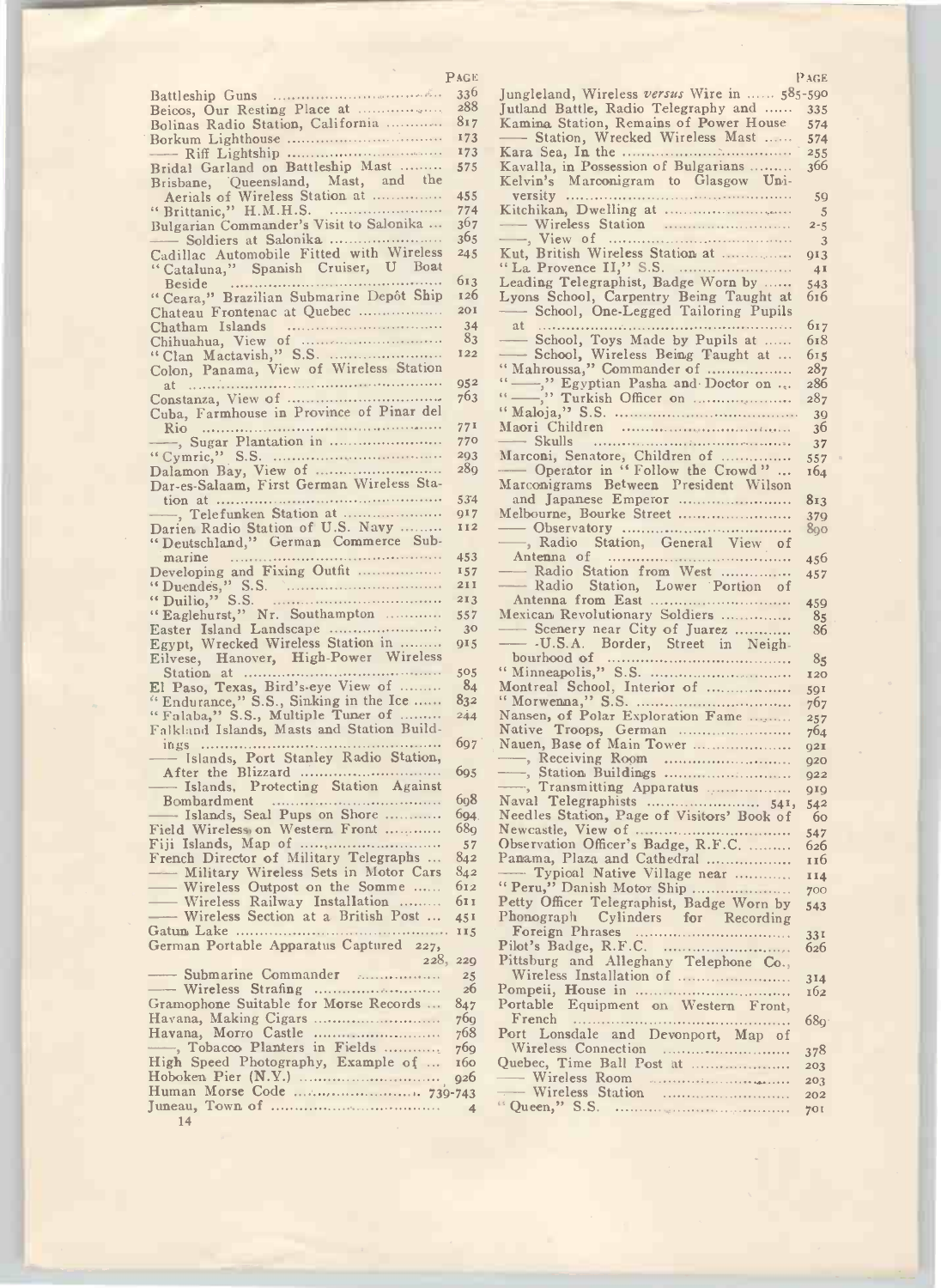| | Page |
|---|---|
| Battleship Guns | 336 |
| Beicos, Our Resting Place at | 288 |
| Bolinas Radio Station, California | 817 |
| Borkum Lighthouse | 173 |
| —— Riff Lightship | 173 |
| Bridal Garland on Battleship Mast | 575 |
| Brisbane, Queensland, Mast, and the Aerials of Wireless Station at | 455 |
| "Brittanic," H.M.H.S. | 774 |
| Bulgarian Commander's Visit to Salonika | 367 |
| —— Soldiers at Salonika | 365 |
| Cadillac Automobile Fitted with Wireless | 245 |
| "Cataluna," Spanish Cruiser, U Boat Beside | 613 |
| "Ceara," Brazilian Submarine Depôt Ship | 126 |
| Chateau Frontenac at Quebec | 201 |
| Chatham Islands | 34 |
| Chihuahua, View of | 83 |
| "Clan Mactavish," S.S. | 122 |
| Colon, Panama, View of Wireless Station at | 952 |
| Constanza, View of | 763 |
| Cuba, Farmhouse in Province of Pinar del Rio | 771 |
| ——, Sugar Plantation in | 770 |
| "Cymric," S.S. | 293 |
| Dalamon Bay, View of | 289 |
| Dar-es-Salaam, First German Wireless Station at | 534 |
| ——, Telefunken Station at | 917 |
| Darien Radio Station of U.S. Navy | 112 |
| "Deutschland," German Commerce Submarine | 453 |
| Developing and Fixing Outfit | 157 |
| "Duendes," S.S. | 211 |
| "Duilio," S.S. | 213 |
| "Eaglehurst," Nr. Southampton | 557 |
| Easter Island Landscape | 30 |
| Egypt, Wrecked Wireless Station in | 915 |
| Eilvese, Hanover, High-Power Wireless Station at | 505 |
| El Paso, Texas, Bird's-eye View of | 84 |
| "Endurance," S.S., Sinking in the Ice | 832 |
| "Falaba," S.S., Multiple Tuner of | 244 |
| Falkland Islands, Masts and Station Buildings | 697 |
| —— Islands, Port Stanley Radio Station, After the Blizzard | 695 |
| —— Islands, Protecting Station Against Bombardment | 698 |
| —— Islands, Seal Pups on Shore | 694 |
| Field Wireless on Western Front | 689 |
| Fiji Islands, Map of | 57 |
| French Director of Military Telegraphs | 842 |
| —— Military Wireless Sets in Motor Cars | 842 |
| —— Wireless Outpost on the Somme | 612 |
| —— Wireless Railway Installation | 611 |
| —— Wireless Section at a British Post | 451 |
| Gatun Lake | 115 |
| German Portable Apparatus Captured | 227, 228, 229 |
| —— Submarine Commander | 25 |
| —— Wireless Strafing | 26 |
| Gramophone Suitable for Morse Records | 847 |
| Havana, Making Cigars | 769 |
| Havana, Morro Castle | 768 |
| ——, Tobacco Planters in Fields | 769 |
| High Speed Photography, Example of | 160 |
| Hoboken Pier (N.Y.) | 926 |
| Human Morse Code | 739-743 |
| Juneau, Town of | 4 |
| Jungleland, Wireless *versus* Wire in | 585-590 |
| Jutland Battle, Radio Telegraphy and | 335 |
| Kamina Station, Remains of Power House | 574 |
| —— Station, Wrecked Wireless Mast | 574 |
| Kara Sea, In the | 255 |
| Kavalla, in Possession of Bulgarians | 366 |
| Kelvin's Marconigram to Glasgow University | 59 |
| Kitchikan, Dwelling at | 5 |
| —— Wireless Station | 2-5 |
| ——, View of | 3 |
| Kut, British Wireless Station at | 913 |
| "La Provence II," S.S. | 41 |
| Leading Telegraphist, Badge Worn by | 543 |
| Lyons School, Carpentry Being Taught at | 616 |
| —— School, One-Legged Tailoring Pupils at | 617 |
| —— School, Toys Made by Pupils at | 618 |
| —— School, Wireless Being Taught at | 615 |
| "Mahroussa," Commander of | 287 |
| "——," Egyptian Pasha and Doctor on | 286 |
| "——," Turkish Officer on | 287 |
| "Maloja," S.S. | 39 |
| Maori Children | 36 |
| —— Skulls | 37 |
| Marconi, Senatore, Children of | 557 |
| —— Operator in "Follow the Crowd" | 164 |
| Marconigrams Between President Wilson and Japanese Emperor | 813 |
| Melbourne, Bourke Street | 379 |
| —— Observatory | 890 |
| ——, Radio Station, General View of Antenna of | 456 |
| —— Radio Station from West | 457 |
| —— Radio Station, Lower Portion of Antenna from East | 459 |
| Mexican Revolutionary Soldiers | 85 |
| —— Scenery near City of Juarez | 86 |
| —— -U.S.A. Border, Street in Neighbourhood of | 85 |
| "Minneapolis," S.S. | 120 |
| Montreal School, Interior of | 591 |
| "Morwenna," S.S. | 767 |
| Nansen, of Polar Exploration Fame | 257 |
| Native Troops, German | 764 |
| Nauen, Base of Main Tower | 921 |
| ——, Receiving Room | 920 |
| ——, Station Buildings | 922 |
| ——, Transmitting Apparatus | 919 |
| Naval Telegraphists | 541, 542 |
| Needles Station, Page of Visitors' Book of | 60 |
| Newcastle, View of | 547 |
| Observation Officer's Badge, R.F.C. | 626 |
| Panama, Plaza and Cathedral | 116 |
| —— Typical Native Village near | 114 |
| "Peru," Danish Motor Ship | 700 |
| Petty Officer Telegraphist, Badge Worn by | 543 |
| Phonograph Cylinders for Recording Foreign Phrases | 331 |
| Pilot's Badge, R.F.C. | 626 |
| Pittsburg and Alleghany Telephone Co., Wireless Installation of | 314 |
| Pompeii, House in | 162 |
| Portable Equipment on Western Front, French | 689 |
| Port Lonsdale and Devonport, Map of Wireless Connection | 378 |
| Quebec, Time Ball Post at | 203 |
| —— Wireless Room | 203 |
| —— Wireless Station | 202 |
| "Queen," S.S. | 701 |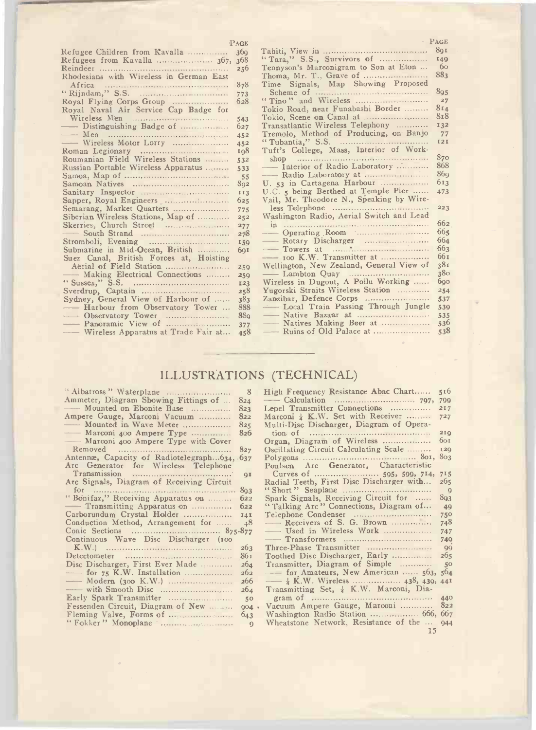| | Page |
|---|---|
| Refugee Children from Kavalla | 369 |
| Refugees from Kavalla | 367, 368 |
| Reindeer | 256 |
| Rhodesians with Wireless in German East Africa | 878 |
| "Rijndam," S.S. | 773 |
| Royal Flying Corps Group | 628 |
| Royal Naval Air Service Cap Badge for Wireless Men | 543 |
| —— Distinguishing Badge of | 627 |
| —— Men | 452 |
| —— Wireless Motor Lorry | 452 |
| Roman Legionary | 198 |
| Roumanian Field Wireless Stations | 532 |
| Russian Portable Wireless Apparatus | 533 |
| Samoa, Map of | 55 |
| Samoan Natives | 892 |
| Sanitary Inspector | 113 |
| Sapper, Royal Engineers | 625 |
| Semarang, Market Quarters | 775 |
| Siberian Wireless Stations, Map of | 252 |
| Skerries, Church Street | 277 |
| —— South Strand | 278 |
| Stromboli, Evening | 159 |
| Submarine in Mid-Ocean, British | 691 |
| Suez Canal, British Forces at, Hoisting Aerial of Field Station | 259 |
| —— Making Electrical Connections | 259 |
| "Sussex," S.S. | 123 |
| Sverdrup, Captain | 258 |
| Sydney, General View of Harbour of | 383 |
| —— Harbour from Observatory Tower | 888 |
| —— Observatory Tower | 889 |
| —— Panoramic View of | 377 |
| —— Wireless Apparatus at Trade Fair at | 458 |
| Tahiti, View in | 891 |
| "Tara," S.S., Survivors of | 149 |
| Tennyson's Marconigram to Son at Eton | 60 |
| Thoma, Mr. T., Grave of | 883 |
| Time Signals, Map Showing Proposed Scheme of | 895 |
| "Tino" and Wireless | 27 |
| Tokio Road, near Funabashi Border | 814 |
| Tokio, Scene on Canal at | 818 |
| Transatlantic Wireless Telephony | 132 |
| Tremolo, Method of Producing, on Banjo | 77 |
| "Tubantia," S.S. | 121 |
| Tuft's College, Mass, Interior of Workshop | 870 |
| —— Interior of Radio Laboratory | 868 |
| —— Radio Laboratory at | 869 |
| U. 53 in Cartagena Harbour | 613 |
| U.C. 5 being Berthed at Temple Pier | 473 |
| Vail, Mr. Theodore N., Speaking by Wireless Telephone | 223 |
| Washington Radio, Aerial Switch and Lead in | 662 |
| —— Operating Room | 665 |
| —— Rotary Discharger | 664 |
| —— Towers at | 663 |
| —— 100 K.W. Transmitter at | 661 |
| Wellington, New Zealand, General View of | 381 |
| —— Lambton Quay | 380 |
| Wireless in Dugout, A Poilu Working | 690 |
| Yugorski Straits Wireless Station | 254 |
| Zanzibar, Defence Corps | 537 |
| —— Local Train Passing Through Jungle | 539 |
| —— Native Bazaar at | 535 |
| —— Natives Making Beer at | 536 |
| —— Ruins of Old Palace at | 538 |

## ILLUSTRATIONS (TECHNICAL)

| | |
|---|---|
| "Albatross" Waterplane | 8 |
| Ammeter, Diagram Showing Fittings of | 824 |
| —— Mounted on Ebonite Base | 823 |
| Ampere Gauge, Marconi Vacuum | 822 |
| —— Mounted in Wave Meter | 825 |
| —— Marconi 400 Ampere Type | 826 |
| —— Marconi 400 Ampere Type with Cover Removed | 827 |
| Antennæ, Capacity of Radiotelegraph | 634, 637 |
| Arc Generator for Wireless Telephone Transmission | 91 |
| Arc Signals, Diagram of Receiving Circuit for | 893 |
| "Bonifaz," Receiving Apparatus on | 622 |
| —— Transmitting Apparatus on | 622 |
| Carborundum Crystal Holder | 141 |
| Conduction Method, Arrangement for | 48 |
| Conic Sections | 875-877 |
| Continuous Wave Disc Discharger (100 K.W.) | 263 |
| Detectometer | 861 |
| Disc Discharger, First Ever Made | 264 |
| —— for 75 K.W. Installation | 262 |
| —— Modern (300 K.W.) | 266 |
| —— with Smooth Disc | 264 |
| Early Spark Transmitter | 50 |
| Fessenden Circuit, Diagram of New | 904 |
| Fleming Valve, Forms of | 643 |
| "Fokker" Monoplane | 9 |
| High Frequency Resistance Abac Chart | 516 |
| —— Calculation | 797, 799 |
| Lepel Transmitter Connections | 217 |
| Marconi ¼ K.W. Set with Receiver | 727 |
| Multi-Disc Discharger, Diagram of Operation of | 219 |
| Organ, Diagram of Wireless | 601 |
| Oscillating Circuit Calculating Scale | 129 |
| Polygons | 801, 803 |
| Poulsen Arc Generator, Characteristic Curves of | 595, 599, 714, 715 |
| Radial Teeth, First Disc Discharger with | 265 |
| "Short" Seaplane | 9 |
| Spark Signals, Receiving Circuit for | 893 |
| "Talking Arc" Connections, Diagram of | 49 |
| Telephone Condenser | 750 |
| —— Receivers of S. G. Brown | 748 |
| —— Used in Wireless Work | 747 |
| —— Transformers | 749 |
| Three-Phase Transmitter | 90 |
| Toothed Disc Discharger, Early | 265 |
| Transmitter, Diagram of Simple | 50 |
| —— for Amateurs, New American | 563, 564 |
| —— ¼ K.W. Wireless | 438, 439, 441 |
| Transmitting Set, ¼ K.W. Marconi, Diagram of | 440 |
| Vacuum Ampere Gauge, Marconi | 822 |
| Washington Radio Station | 666, 667 |
| Wheatstone Network, Resistance of the | 944 |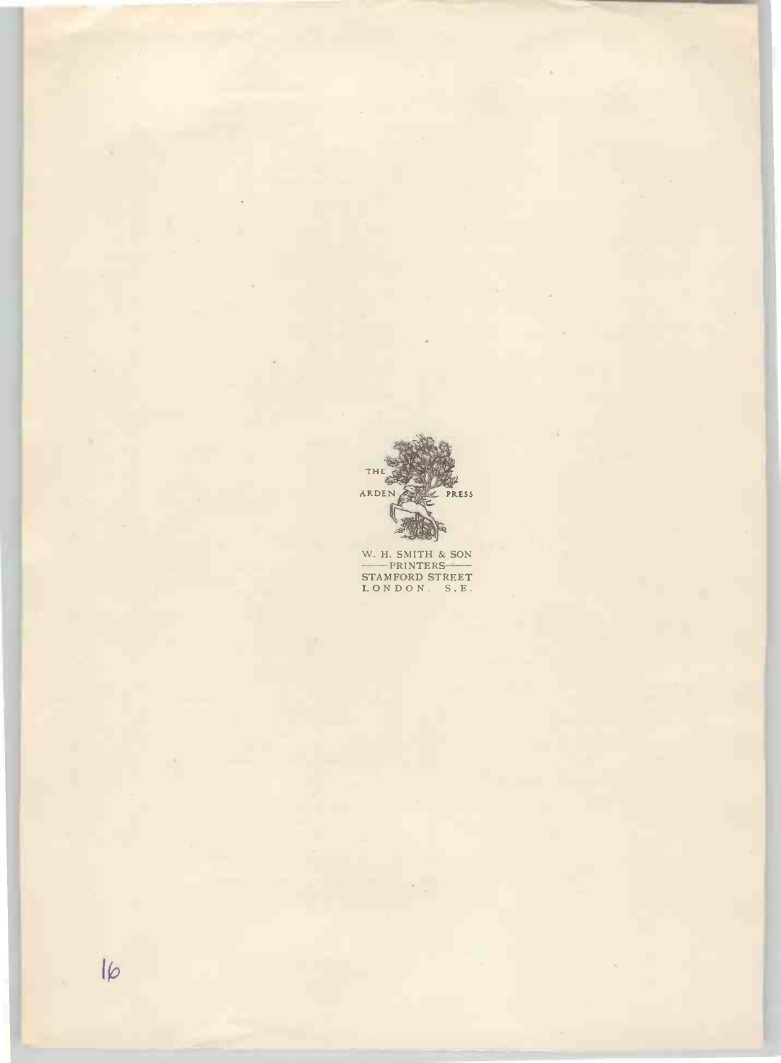THE ARDEN PRESS

W. H. SMITH & SON
——PRINTERS——
STAMFORD STREET
LONDON, S.E.